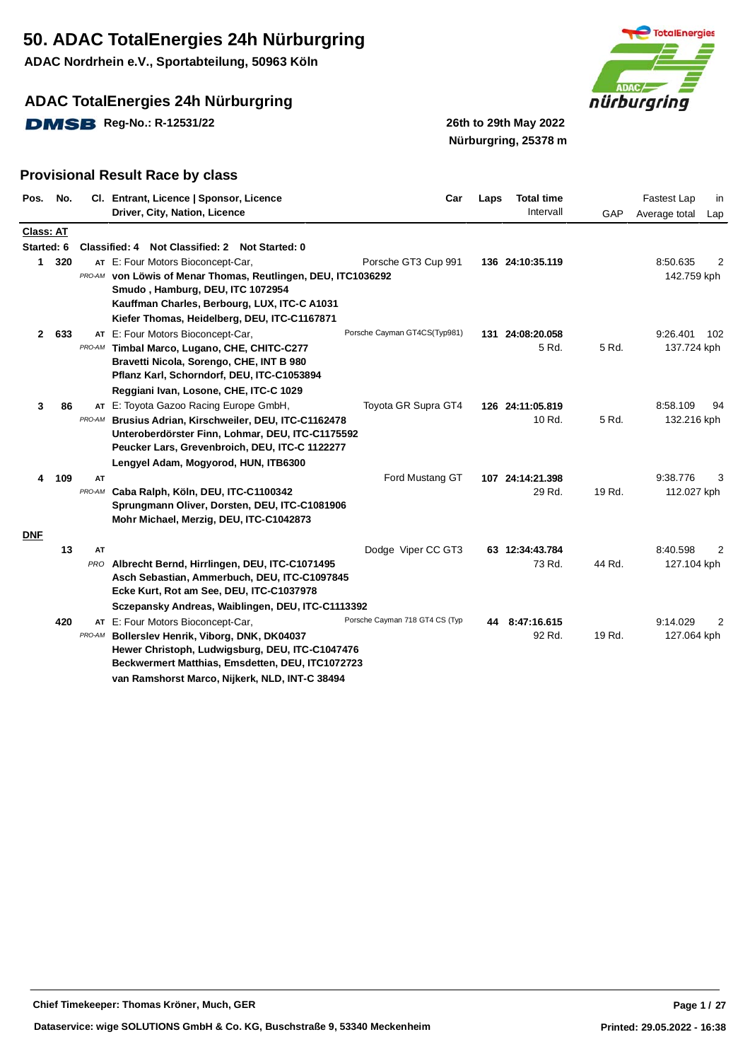# 50. ADAC TotalEnergies 24h Nürburgring

**ADAC Nordrhein e.V., Sportabteilung, 50963 Köln**

## ADAC TotalEnergies 24h Nürburgring

DMSB **Reg-No.: R-12531/22**

**26th to 29th May 2022**
**Nürburgring, 25378 m**

## Provisional Result Race by class

| Pos. | No. | Cl. | Entrant, Licence \| Sponsor, Licence / Driver, City, Nation, Licence | Car | Laps | Total time / Intervall | GAP | Fastest Lap / Average total | in Lap |
|---|---|---|---|---|---|---|---|---|---|
| **Class: AT** | | | | | | | | | |
| **Started: 6** | | | **Classified: 4  Not Classified: 2  Not Started: 0** | | | | | | |
| **1** | **320** | AT PRO-AM | E: Four Motors Bioconcept-Car,<br>**von Löwis of Menar Thomas, Reutlingen, DEU, ITC1036292**<br>**Smudo , Hamburg, DEU, ITC 1072954**<br>**Kauffman Charles, Berbourg, LUX, ITC-C A1031**<br>**Kiefer Thomas, Heidelberg, DEU, ITC-C1167871** | Porsche GT3 Cup 991 | **136** | **24:10:35.119** | | 8:50.635<br>142.759 kph | 2 |
| **2** | **633** | AT PRO-AM | E: Four Motors Bioconcept-Car,<br>**Timbal Marco, Lugano, CHE, CHITC-C277**<br>**Bravetti Nicola, Sorengo, CHE, INT B 980**<br>**Pflanz Karl, Schorndorf, DEU, ITC-C1053894**<br>**Reggiani Ivan, Losone, CHE, ITC-C 1029** | Porsche Cayman GT4CS(Typ981) | **131** | **24:08:20.058**<br>5 Rd. | 5 Rd. | 9:26.401<br>137.724 kph | 102 |
| **3** | **86** | AT PRO-AM | E: Toyota Gazoo Racing Europe GmbH,<br>**Brusius Adrian, Kirschweiler, DEU, ITC-C1162478**<br>**Unteroberdörster Finn, Lohmar, DEU, ITC-C1175592**<br>**Peucker Lars, Grevenbroich, DEU, ITC-C 1122277**<br>**Lengyel Adam, Mogyorod, HUN, ITB6300** | Toyota GR Supra GT4 | **126** | **24:11:05.819**<br>10 Rd. | 5 Rd. | 8:58.109<br>132.216 kph | 94 |
| **4** | **109** | AT PRO-AM | **Caba Ralph, Köln, DEU, ITC-C1100342**<br>**Sprungmann Oliver, Dorsten, DEU, ITC-C1081906**<br>**Mohr Michael, Merzig, DEU, ITC-C1042873** | Ford Mustang GT | **107** | **24:14:21.398**<br>29 Rd. | 19 Rd. | 9:38.776<br>112.027 kph | 3 |
| **DNF** | | | | | | | | | |
| | **13** | AT PRO | **Albrecht Bernd, Hirrlingen, DEU, ITC-C1071495**<br>**Asch Sebastian, Ammerbuch, DEU, ITC-C1097845**<br>**Ecke Kurt, Rot am See, DEU, ITC-C1037978**<br>**Sczepansky Andreas, Waiblingen, DEU, ITC-C1113392** | Dodge Viper CC GT3 | **63** | **12:34:43.784**<br>73 Rd. | 44 Rd. | 8:40.598<br>127.104 kph | 2 |
| | **420** | AT PRO-AM | E: Four Motors Bioconcept-Car,<br>**Bollerslev Henrik, Viborg, DNK, DK04037**<br>**Hewer Christoph, Ludwigsburg, DEU, ITC-C1047476**<br>**Beckwermert Matthias, Emsdetten, DEU, ITC1072723**<br>**van Ramshorst Marco, Nijkerk, NLD, INT-C 38494** | Porsche Cayman 718 GT4 CS (Typ | **44** | **8:47:16.615**<br>92 Rd. | 19 Rd. | 9:14.029<br>127.064 kph | 2 |

**Chief Timekeeper: Thomas Kröner, Much, GER**

**Dataservice: wige SOLUTIONS GmbH & Co. KG, Buschstraße 9, 53340 Meckenheim**

**Printed: 29.05.2022 - 16:38**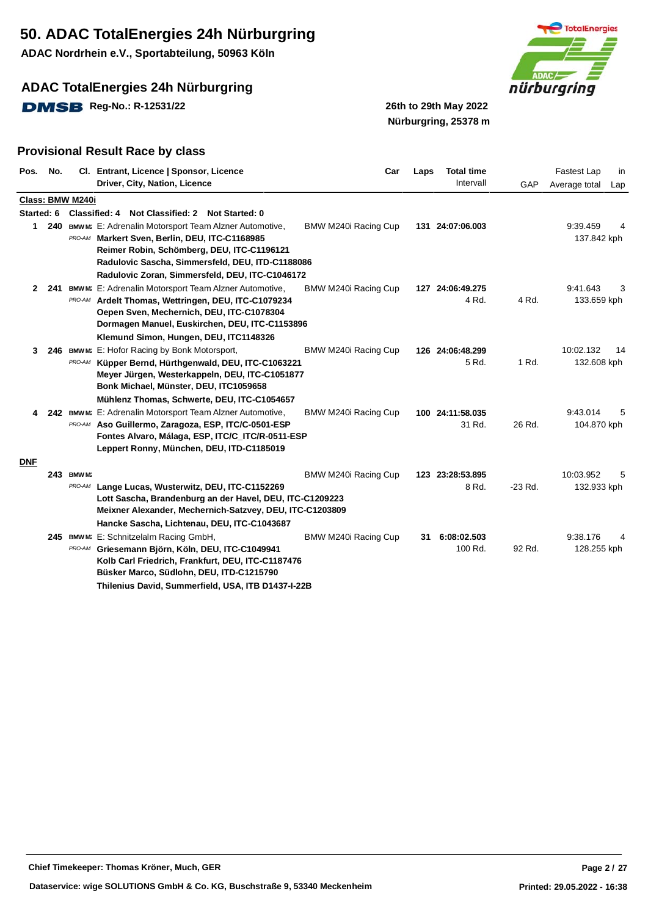# 50. ADAC TotalEnergies 24h Nürburgring

**ADAC Nordrhein e.V., Sportabteilung, 50963 Köln**

## ADAC TotalEnergies 24h Nürburgring

**DMSB Reg-No.: R-12531/22**

**26th to 29th May 2022**
**Nürburgring, 25378 m**

## Provisional Result Race by class

| Pos. | No. | Cl. | Entrant, Licence \| Sponsor, Licence / Driver, City, Nation, Licence | Car | Laps | Total time / Intervall | GAP | Fastest Lap / Average total | in Lap |
|---|---|---|---|---|---|---|---|---|---|
| **Class: BMW M240i** | | | | | | | | | |
| **Started: 6** | | | **Classified: 4 Not Classified: 2 Not Started: 0** | | | | | | |
| 1 | 240 | BMW M2 PRO-AM | E: Adrenalin Motorsport Team Alzner Automotive, **Markert Sven, Berlin, DEU, ITC-C1168985** **Reimer Robin, Schömberg, DEU, ITC-C1196121** **Radulovic Sascha, Simmersfeld, DEU, ITD-C1188086** **Radulovic Zoran, Simmersfeld, DEU, ITC-C1046172** | BMW M240i Racing Cup | 131 | 24:07:06.003 | | 9:39.459 / 137.842 kph | 4 |
| 2 | 241 | BMW M2 PRO-AM | E: Adrenalin Motorsport Team Alzner Automotive, **Ardelt Thomas, Wettringen, DEU, ITC-C1079234** **Oepen Sven, Mechernich, DEU, ITC-C1078304** **Dormagen Manuel, Euskirchen, DEU, ITC-C1153896** **Klemund Simon, Hungen, DEU, ITC1148326** | BMW M240i Racing Cup | 127 | 24:06:49.275 / 4 Rd. | 4 Rd. | 9:41.643 / 133.659 kph | 3 |
| 3 | 246 | BMW M2 PRO-AM | E: Hofor Racing by Bonk Motorsport, **Küpper Bernd, Hürthgenwald, DEU, ITC-C1063221** **Meyer Jürgen, Westerkappeln, DEU, ITC-C1051877** **Bonk Michael, Münster, DEU, ITC1059658** **Mühlenz Thomas, Schwerte, DEU, ITC-C1054657** | BMW M240i Racing Cup | 126 | 24:06:48.299 / 5 Rd. | 1 Rd. | 10:02.132 / 132.608 kph | 14 |
| 4 | 242 | BMW M2 PRO-AM | E: Adrenalin Motorsport Team Alzner Automotive, **Aso Guillermo, Zaragoza, ESP, ITC/C-0501-ESP** **Fontes Alvaro, Málaga, ESP, ITC/C_ITC/R-0511-ESP** **Leppert Ronny, München, DEU, ITD-C1185019** | BMW M240i Racing Cup | 100 | 24:11:58.035 / 31 Rd. | 26 Rd. | 9:43.014 / 104.870 kph | 5 |
| **DNF** | | | | | | | | | |
| | 243 | BMW M2 PRO-AM | **Lange Lucas, Wusterwitz, DEU, ITC-C1152269** **Lott Sascha, Brandenburg an der Havel, DEU, ITC-C1209223** **Meixner Alexander, Mechernich-Satzvey, DEU, ITC-C1203809** **Hancke Sascha, Lichtenau, DEU, ITC-C1043687** | BMW M240i Racing Cup | 123 | 23:28:53.895 / 8 Rd. | -23 Rd. | 10:03.952 / 132.933 kph | 5 |
| | 245 | BMW M2 PRO-AM | E: Schnitzelalm Racing GmbH, **Griesemann Björn, Köln, DEU, ITC-C1049941** **Kolb Carl Friedrich, Frankfurt, DEU, ITC-C1187476** **Büsker Marco, Südlohn, DEU, ITD-C1215790** **Thilenius David, Summerfield, USA, ITB D1437-I-22B** | BMW M240i Racing Cup | 31 | 6:08:02.503 / 100 Rd. | 92 Rd. | 9:38.176 / 128.255 kph | 4 |

**Chief Timekeeper: Thomas Kröner, Much, GER**

**Dataservice: wige SOLUTIONS GmbH & Co. KG, Buschstraße 9, 53340 Meckenheim**

**Printed: 29.05.2022 - 16:38**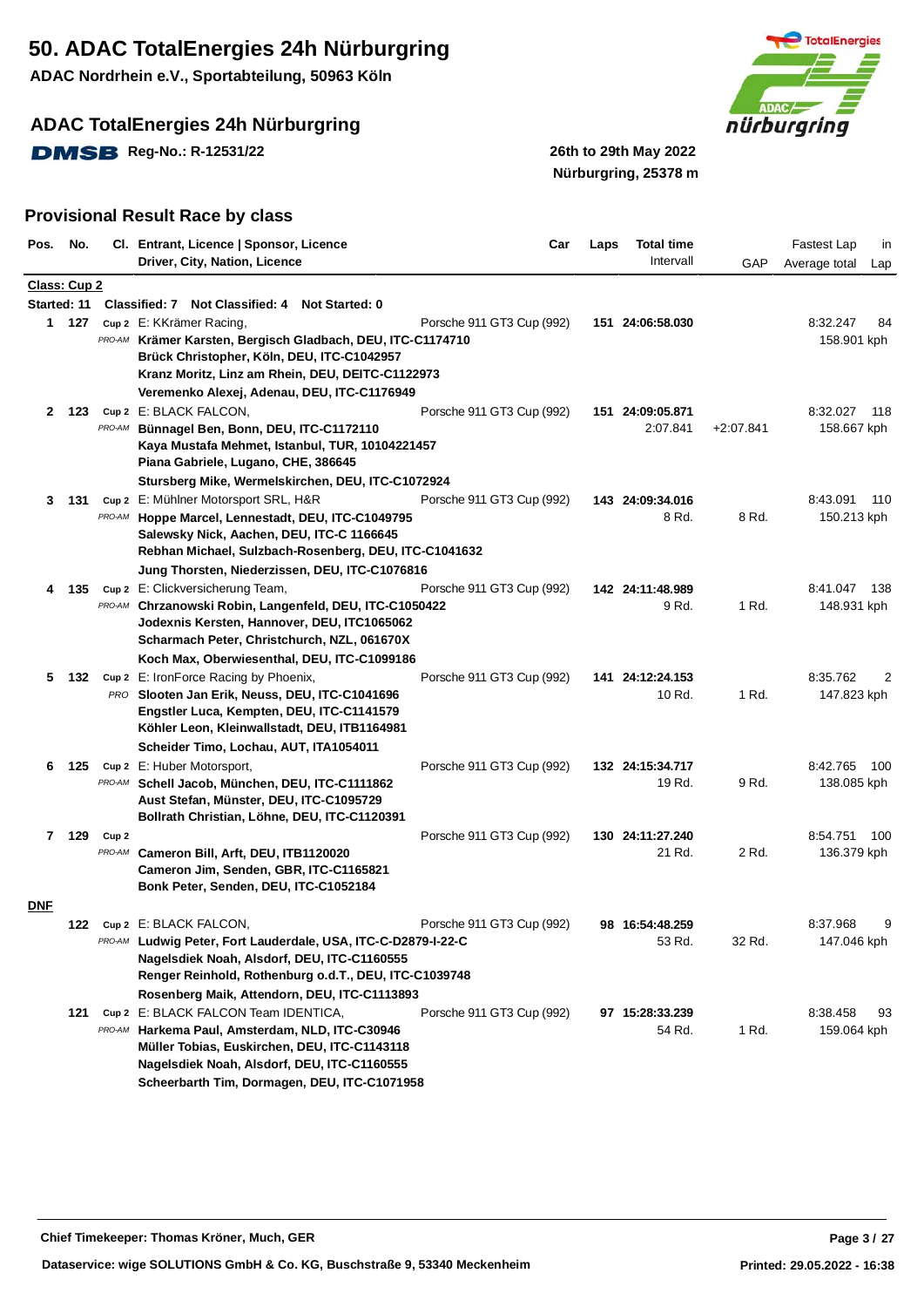# 50. ADAC TotalEnergies 24h Nürburgring

**ADAC Nordrhein e.V., Sportabteilung, 50963 Köln**

## ADAC TotalEnergies 24h Nürburgring

DMSB **Reg-No.: R-12531/22**

**26th to 29th May 2022**
**Nürburgring, 25378 m**

## Provisional Result Race by class

| Pos. | No. | Cl. | Entrant, Licence \| Sponsor, Licence / Driver, City, Nation, Licence | Car | Laps | Total time / Intervall | GAP | Fastest Lap / Average total | in Lap |
|---|---|---|---|---|---|---|---|---|---|
| **Class: Cup 2** | | | | | | | | | |
| **Started: 11** | | | **Classified: 7 Not Classified: 4 Not Started: 0** | | | | | | |
| **1** | **127** | Cup 2 | E: KKrämer Racing, | Porsche 911 GT3 Cup (992) | **151** | **24:06:58.030** | | 8:32.247 | 84 |
| | | PRO-AM | **Krämer Karsten, Bergisch Gladbach, DEU, ITC-C1174710** | | | | | 158.901 kph | |
| | | | **Brück Christopher, Köln, DEU, ITC-C1042957** | | | | | | |
| | | | **Kranz Moritz, Linz am Rhein, DEU, DEITC-C1122973** | | | | | | |
| | | | **Veremenko Alexej, Adenau, DEU, ITC-C1176949** | | | | | | |
| **2** | **123** | Cup 2 | E: BLACK FALCON, | Porsche 911 GT3 Cup (992) | **151** | **24:09:05.871** | | 8:32.027 | 118 |
| | | PRO-AM | **Bünnagel Ben, Bonn, DEU, ITC-C1172110** | | | 2:07.841 | +2:07.841 | 158.667 kph | |
| | | | **Kaya Mustafa Mehmet, Istanbul, TUR, 10104221457** | | | | | | |
| | | | **Piana Gabriele, Lugano, CHE, 386645** | | | | | | |
| | | | **Stursberg Mike, Wermelskirchen, DEU, ITC-C1072924** | | | | | | |
| **3** | **131** | Cup 2 | E: Mühlner Motorsport SRL, H&R | Porsche 911 GT3 Cup (992) | **143** | **24:09:34.016** | | 8:43.091 | 110 |
| | | PRO-AM | **Hoppe Marcel, Lennestadt, DEU, ITC-C1049795** | | | 8 Rd. | 8 Rd. | 150.213 kph | |
| | | | **Salewsky Nick, Aachen, DEU, ITC-C 1166645** | | | | | | |
| | | | **Rebhan Michael, Sulzbach-Rosenberg, DEU, ITC-C1041632** | | | | | | |
| | | | **Jung Thorsten, Niederzissen, DEU, ITC-C1076816** | | | | | | |
| **4** | **135** | Cup 2 | E: Clickversicherung Team, | Porsche 911 GT3 Cup (992) | **142** | **24:11:48.989** | | 8:41.047 | 138 |
| | | PRO-AM | **Chrzanowski Robin, Langenfeld, DEU, ITC-C1050422** | | | 9 Rd. | 1 Rd. | 148.931 kph | |
| | | | **Jodexnis Kersten, Hannover, DEU, ITC1065062** | | | | | | |
| | | | **Scharmach Peter, Christchurch, NZL, 061670X** | | | | | | |
| | | | **Koch Max, Oberwiesenthal, DEU, ITC-C1099186** | | | | | | |
| **5** | **132** | Cup 2 | E: IronForce Racing by Phoenix, | Porsche 911 GT3 Cup (992) | **141** | **24:12:24.153** | | 8:35.762 | 2 |
| | | PRO | **Slooten Jan Erik, Neuss, DEU, ITC-C1041696** | | | 10 Rd. | 1 Rd. | 147.823 kph | |
| | | | **Engstler Luca, Kempten, DEU, ITC-C1141579** | | | | | | |
| | | | **Köhler Leon, Kleinwallstadt, DEU, ITB1164981** | | | | | | |
| | | | **Scheider Timo, Lochau, AUT, ITA1054011** | | | | | | |
| **6** | **125** | Cup 2 | E: Huber Motorsport, | Porsche 911 GT3 Cup (992) | **132** | **24:15:34.717** | | 8:42.765 | 100 |
| | | PRO-AM | **Schell Jacob, München, DEU, ITC-C1111862** | | | 19 Rd. | 9 Rd. | 138.085 kph | |
| | | | **Aust Stefan, Münster, DEU, ITC-C1095729** | | | | | | |
| | | | **Bollrath Christian, Löhne, DEU, ITC-C1120391** | | | | | | |
| **7** | **129** | Cup 2 | | Porsche 911 GT3 Cup (992) | **130** | **24:11:27.240** | | 8:54.751 | 100 |
| | | PRO-AM | **Cameron Bill, Arft, DEU, ITB1120020** | | | 21 Rd. | 2 Rd. | 136.379 kph | |
| | | | **Cameron Jim, Senden, GBR, ITC-C1165821** | | | | | | |
| | | | **Bonk Peter, Senden, DEU, ITC-C1052184** | | | | | | |
| **DNF** | | | | | | | | | |
| | **122** | Cup 2 | E: BLACK FALCON, | Porsche 911 GT3 Cup (992) | **98** | **16:54:48.259** | | 8:37.968 | 9 |
| | | PRO-AM | **Ludwig Peter, Fort Lauderdale, USA, ITC-C-D2879-I-22-C** | | | 53 Rd. | 32 Rd. | 147.046 kph | |
| | | | **Nagelsdiek Noah, Alsdorf, DEU, ITC-C1160555** | | | | | | |
| | | | **Renger Reinhold, Rothenburg o.d.T., DEU, ITC-C1039748** | | | | | | |
| | | | **Rosenberg Maik, Attendorn, DEU, ITC-C1113893** | | | | | | |
| | **121** | Cup 2 | E: BLACK FALCON Team IDENTICA, | Porsche 911 GT3 Cup (992) | **97** | **15:28:33.239** | | 8:38.458 | 93 |
| | | PRO-AM | **Harkema Paul, Amsterdam, NLD, ITC-C30946** | | | 54 Rd. | 1 Rd. | 159.064 kph | |
| | | | **Müller Tobias, Euskirchen, DEU, ITC-C1143118** | | | | | | |
| | | | **Nagelsdiek Noah, Alsdorf, DEU, ITC-C1160555** | | | | | | |
| | | | **Scheerbarth Tim, Dormagen, DEU, ITC-C1071958** | | | | | | |

**Chief Timekeeper: Thomas Kröner, Much, GER**

**Dataservice: wige SOLUTIONS GmbH & Co. KG, Buschstraße 9, 53340 Meckenheim**

**Printed: 29.05.2022 - 16:38**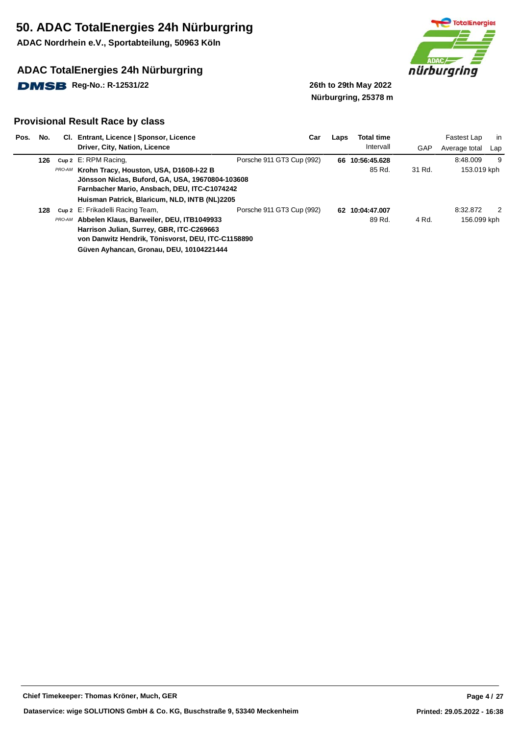# 50. ADAC TotalEnergies 24h Nürburgring

**ADAC Nordrhein e.V., Sportabteilung, 50963 Köln**

## ADAC TotalEnergies 24h Nürburgring

**DMSB Reg-No.: R-12531/22**

**26th to 29th May 2022**
**Nürburgring, 25378 m**

## Provisional Result Race by class

| Pos. | No. | Cl. | Entrant, Licence \| Sponsor, Licence / Driver, City, Nation, Licence | Car | Laps | Total time / Intervall | GAP | Fastest Lap / Average total | in Lap |
|---|---|---|---|---|---|---|---|---|---|
| | 126 | Cup 2 | E: RPM Racing, | Porsche 911 GT3 Cup (992) | 66 | 10:56:45.628 | | 8:48.009 | 9 |
| | | PRO-AM | **Krohn Tracy, Houston, USA, D1608-I-22 B** | | | 85 Rd. | 31 Rd. | 153.019 kph | |
| | | | **Jönsson Niclas, Buford, GA, USA, 19670804-103608** | | | | | | |
| | | | **Farnbacher Mario, Ansbach, DEU, ITC-C1074242** | | | | | | |
| | | | **Huisman Patrick, Blaricum, NLD, INTB (NL)2205** | | | | | | |
| | 128 | Cup 2 | E: Frikadelli Racing Team, | Porsche 911 GT3 Cup (992) | 62 | 10:04:47.007 | | 8:32.872 | 2 |
| | | PRO-AM | **Abbelen Klaus, Barweiler, DEU, ITB1049933** | | | 89 Rd. | 4 Rd. | 156.099 kph | |
| | | | **Harrison Julian, Surrey, GBR, ITC-C269663** | | | | | | |
| | | | **von Danwitz Hendrik, Tönisvorst, DEU, ITC-C1158890** | | | | | | |
| | | | **Güven Ayhancan, Gronau, DEU, 10104221444** | | | | | | |

**Chief Timekeeper: Thomas Kröner, Much, GER**

**Dataservice: wige SOLUTIONS GmbH & Co. KG, Buschstraße 9, 53340 Meckenheim**

**Printed: 29.05.2022 - 16:38**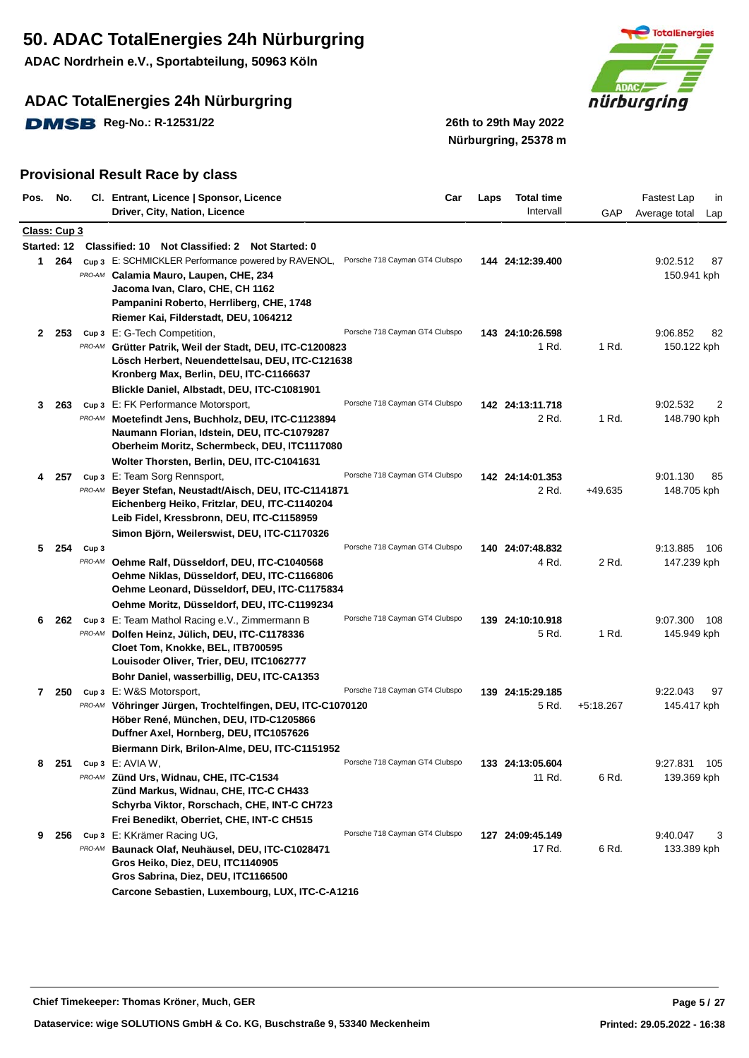# 50. ADAC TotalEnergies 24h Nürburgring

**ADAC Nordrhein e.V., Sportabteilung, 50963 Köln**

## ADAC TotalEnergies 24h Nürburgring

DMSB **Reg-No.: R-12531/22**

**26th to 29th May 2022**
**Nürburgring, 25378 m**

## Provisional Result Race by class

**Class: Cup 3**

**Started: 12 Classified: 10 Not Classified: 2 Not Started: 0**

| Pos. | No. | Cl. | Entrant, Licence \| Sponsor, Licence / Driver, City, Nation, Licence | Car | Laps | Total time / Intervall | GAP | Fastest Lap / Average total | in Lap |
|---|---|---|---|---|---|---|---|---|---|
| 1 | 264 | Cup 3 PRO-AM | E: SCHMICKLER Performance powered by RAVENOL,<br>**Calamia Mauro, Laupen, CHE, 234**<br>**Jacoma Ivan, Claro, CHE, CH 1162**<br>**Pampanini Roberto, Herrliberg, CHE, 1748**<br>**Riemer Kai, Filderstadt, DEU, 1064212** | Porsche 718 Cayman GT4 Clubspo | 144 | 24:12:39.400 | | 9:02.512<br>150.941 kph | 87 |
| 2 | 253 | Cup 3 PRO-AM | E: G-Tech Competition,<br>**Grütter Patrik, Weil der Stadt, DEU, ITC-C1200823**<br>**Lösch Herbert, Neuendettelsau, DEU, ITC-C121638**<br>**Kronberg Max, Berlin, DEU, ITC-C1166637**<br>**Blickle Daniel, Albstadt, DEU, ITC-C1081901** | Porsche 718 Cayman GT4 Clubspo | 143 | 24:10:26.598<br>1 Rd. | 1 Rd. | 9:06.852<br>150.122 kph | 82 |
| 3 | 263 | Cup 3 PRO-AM | E: FK Performance Motorsport,<br>**Moetefindt Jens, Buchholz, DEU, ITC-C1123894**<br>**Naumann Florian, Idstein, DEU, ITC-C1079287**<br>**Oberheim Moritz, Schermbeck, DEU, ITC1117080**<br>**Wolter Thorsten, Berlin, DEU, ITC-C1041631** | Porsche 718 Cayman GT4 Clubspo | 142 | 24:13:11.718<br>2 Rd. | 1 Rd. | 9:02.532<br>148.790 kph | 2 |
| 4 | 257 | Cup 3 PRO-AM | E: Team Sorg Rennsport,<br>**Beyer Stefan, Neustadt/Aisch, DEU, ITC-C1141871**<br>**Eichenberg Heiko, Fritzlar, DEU, ITC-C1140204**<br>**Leib Fidel, Kressbronn, DEU, ITC-C1158959**<br>**Simon Björn, Weilerswist, DEU, ITC-C1170326** | Porsche 718 Cayman GT4 Clubspo | 142 | 24:14:01.353<br>2 Rd. | +49.635 | 9:01.130<br>148.705 kph | 85 |
| 5 | 254 | Cup 3 PRO-AM | **Oehme Ralf, Düsseldorf, DEU, ITC-C1040568**<br>**Oehme Niklas, Düsseldorf, DEU, ITC-C1166806**<br>**Oehme Leonard, Düsseldorf, DEU, ITC-C1175834**<br>**Oehme Moritz, Düsseldorf, DEU, ITC-C1199234** | Porsche 718 Cayman GT4 Clubspo | 140 | 24:07:48.832<br>4 Rd. | 2 Rd. | 9:13.885<br>147.239 kph | 106 |
| 6 | 262 | Cup 3 PRO-AM | E: Team Mathol Racing e.V., Zimmermann B<br>**Dolfen Heinz, Jülich, DEU, ITC-C1178336**<br>**Cloet Tom, Knokke, BEL, ITB700595**<br>**Louisoder Oliver, Trier, DEU, ITC1062777**<br>**Bohr Daniel, wasserbillig, DEU, ITC-CA1353** | Porsche 718 Cayman GT4 Clubspo | 139 | 24:10:10.918<br>5 Rd. | 1 Rd. | 9:07.300<br>145.949 kph | 108 |
| 7 | 250 | Cup 3 PRO-AM | E: W&S Motorsport,<br>**Vöhringer Jürgen, Trochtelfingen, DEU, ITC-C1070120**<br>**Höber René, München, DEU, ITD-C1205866**<br>**Duffner Axel, Hornberg, DEU, ITC1057626**<br>**Biermann Dirk, Brilon-Alme, DEU, ITC-C1151952** | Porsche 718 Cayman GT4 Clubspo | 139 | 24:15:29.185<br>5 Rd. | +5:18.267 | 9:22.043<br>145.417 kph | 97 |
| 8 | 251 | Cup 3 PRO-AM | E: AVIA W,<br>**Zünd Urs, Widnau, CHE, ITC-C1534**<br>**Zünd Markus, Widnau, CHE, ITC-C CH433**<br>**Schyrba Viktor, Rorschach, CHE, INT-C CH723**<br>**Frei Benedikt, Oberriet, CHE, INT-C CH515** | Porsche 718 Cayman GT4 Clubspo | 133 | 24:13:05.604<br>11 Rd. | 6 Rd. | 9:27.831<br>139.369 kph | 105 |
| 9 | 256 | Cup 3 PRO-AM | E: KKrämer Racing UG,<br>**Baunack Olaf, Neuhäusel, DEU, ITC-C1028471**<br>**Gros Heiko, Diez, DEU, ITC1140905**<br>**Gros Sabrina, Diez, DEU, ITC1166500**<br>**Carcone Sebastien, Luxembourg, LUX, ITC-C-A1216** | Porsche 718 Cayman GT4 Clubspo | 127 | 24:09:45.149<br>17 Rd. | 6 Rd. | 9:40.047<br>133.389 kph | 3 |

**Chief Timekeeper: Thomas Kröner, Much, GER**

**Dataservice: wige SOLUTIONS GmbH & Co. KG, Buschstraße 9, 53340 Meckenheim**

**Printed: 29.05.2022 - 16:38**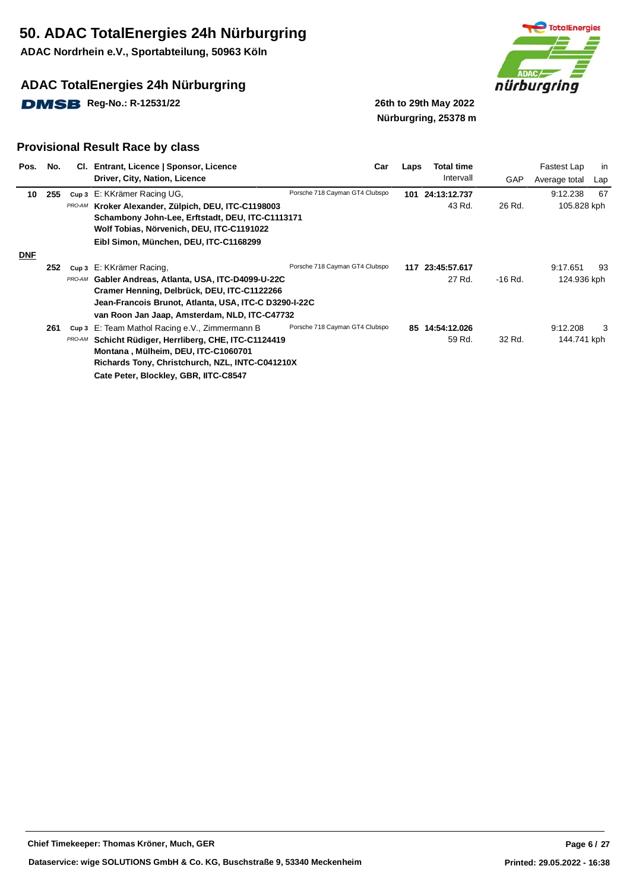# 50. ADAC TotalEnergies 24h Nürburgring

**ADAC Nordrhein e.V., Sportabteilung, 50963 Köln**

## ADAC TotalEnergies 24h Nürburgring

DMSB Reg-No.: R-12531/22

**26th to 29th May 2022**
**Nürburgring, 25378 m**

### Provisional Result Race by class

| Pos. | No. | Cl. | Entrant, Licence \| Sponsor, Licence / Driver, City, Nation, Licence | Car | Laps | Total time / Intervall | GAP | Fastest Lap / Average total | in Lap |
|---|---|---|---|---|---|---|---|---|---|
| 10 | 255 | Cup 3 *PRO-AM* | E: KKrämer Racing UG, **Kroker Alexander, Zülpich, DEU, ITC-C1198003** **Schambony John-Lee, Erftstadt, DEU, ITC-C1113171** **Wolf Tobias, Nörvenich, DEU, ITC-C1191022** **Eibl Simon, München, DEU, ITC-C1168299** | Porsche 718 Cayman GT4 Clubspo | **101** | **24:13:12.737** 43 Rd. | 26 Rd. | 9:12.238 105.828 kph | 67 |
| **DNF** | | | | | | | | | |
| | 252 | Cup 3 *PRO-AM* | E: KKrämer Racing, **Gabler Andreas, Atlanta, USA, ITC-D4099-U-22C** **Cramer Henning, Delbrück, DEU, ITC-C1122266** **Jean-Francois Brunot, Atlanta, USA, ITC-C D3290-I-22C** **van Roon Jan Jaap, Amsterdam, NLD, ITC-C47732** | Porsche 718 Cayman GT4 Clubspo | **117** | **23:45:57.617** 27 Rd. | -16 Rd. | 9:17.651 124.936 kph | 93 |
| | 261 | Cup 3 *PRO-AM* | E: Team Mathol Racing e.V., Zimmermann B **Schicht Rüdiger, Herrliberg, CHE, ITC-C1124419** **Montana , Mülheim, DEU, ITC-C1060701** **Richards Tony, Christchurch, NZL, INTC-C041210X** **Cate Peter, Blockley, GBR, IITC-C8547** | Porsche 718 Cayman GT4 Clubspo | **85** | **14:54:12.026** 59 Rd. | 32 Rd. | 9:12.208 144.741 kph | 3 |

**Chief Timekeeper: Thomas Kröner, Much, GER**

**Dataservice: wige SOLUTIONS GmbH & Co. KG, Buschstraße 9, 53340 Meckenheim**

**Printed: 29.05.2022 - 16:38**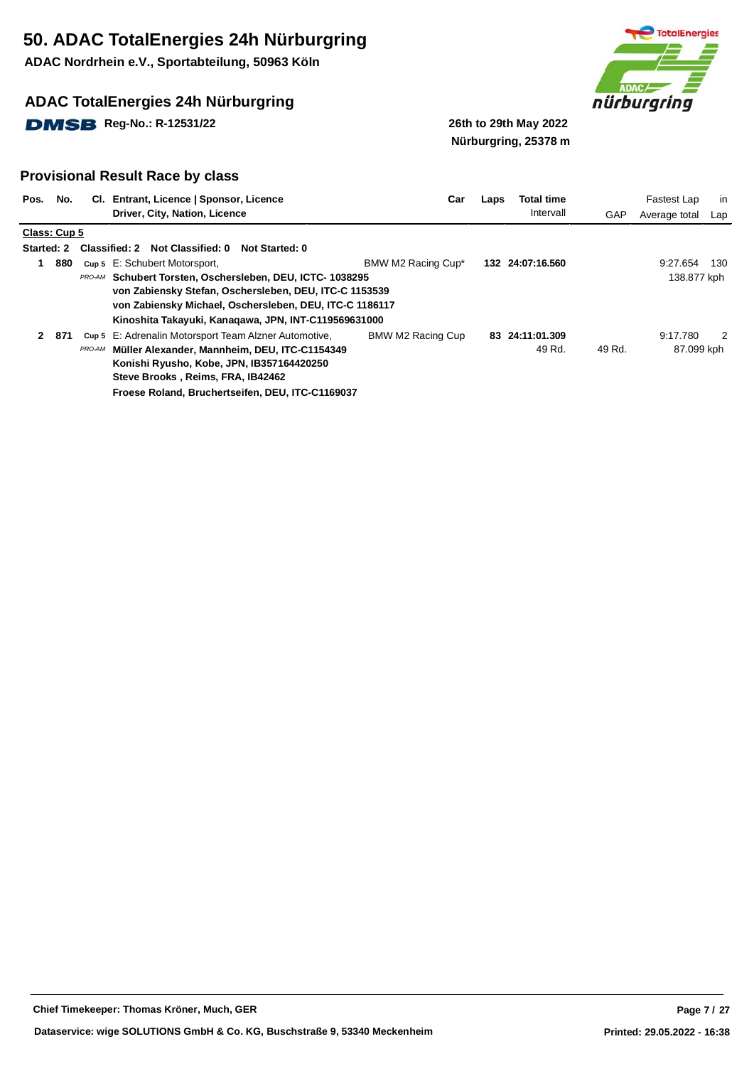# 50. ADAC TotalEnergies 24h Nürburgring

**ADAC Nordrhein e.V., Sportabteilung, 50963 Köln**

## ADAC TotalEnergies 24h Nürburgring

**DMSB Reg-No.: R-12531/22**

**26th to 29th May 2022**
**Nürburgring, 25378 m**

## Provisional Result Race by class

**Class: Cup 5**

**Started: 2 Classified: 2 Not Classified: 0 Not Started: 0**

| Pos. | No. | Cl. | Entrant, Licence \| Sponsor, Licence / Driver, City, Nation, Licence | Car | Laps | Total time / Intervall | GAP | Fastest Lap / Average total | in Lap |
|---|---|---|---|---|---|---|---|---|---|
| 1 | 880 | Cup 5 / PRO-AM | E: Schubert Motorsport,<br>**Schubert Torsten, Oschersleben, DEU, ICTC- 1038295**<br>**von Zabiensky Stefan, Oschersleben, DEU, ITC-C 1153539**<br>**von Zabiensky Michael, Oschersleben, DEU, ITC-C 1186117**<br>**Kinoshita Takayuki, Kanaqawa, JPN, INT-C119569631000** | BMW M2 Racing Cup* | **132** | **24:07:16.560** | | 9:27.654<br>138.877 kph | 130 |
| 2 | 871 | Cup 5 / PRO-AM | E: Adrenalin Motorsport Team Alzner Automotive,<br>**Müller Alexander, Mannheim, DEU, ITC-C1154349**<br>**Konishi Ryusho, Kobe, JPN, IB357164420250**<br>**Steve Brooks , Reims, FRA, IB42462**<br>**Froese Roland, Bruchertseifen, DEU, ITC-C1169037** | BMW M2 Racing Cup | **83** | **24:11:01.309**<br>49 Rd. | 49 Rd. | 9:17.780<br>87.099 kph | 2 |

**Chief Timekeeper: Thomas Kröner, Much, GER**

**Dataservice: wige SOLUTIONS GmbH & Co. KG, Buschstraße 9, 53340 Meckenheim**

**Printed: 29.05.2022 - 16:38**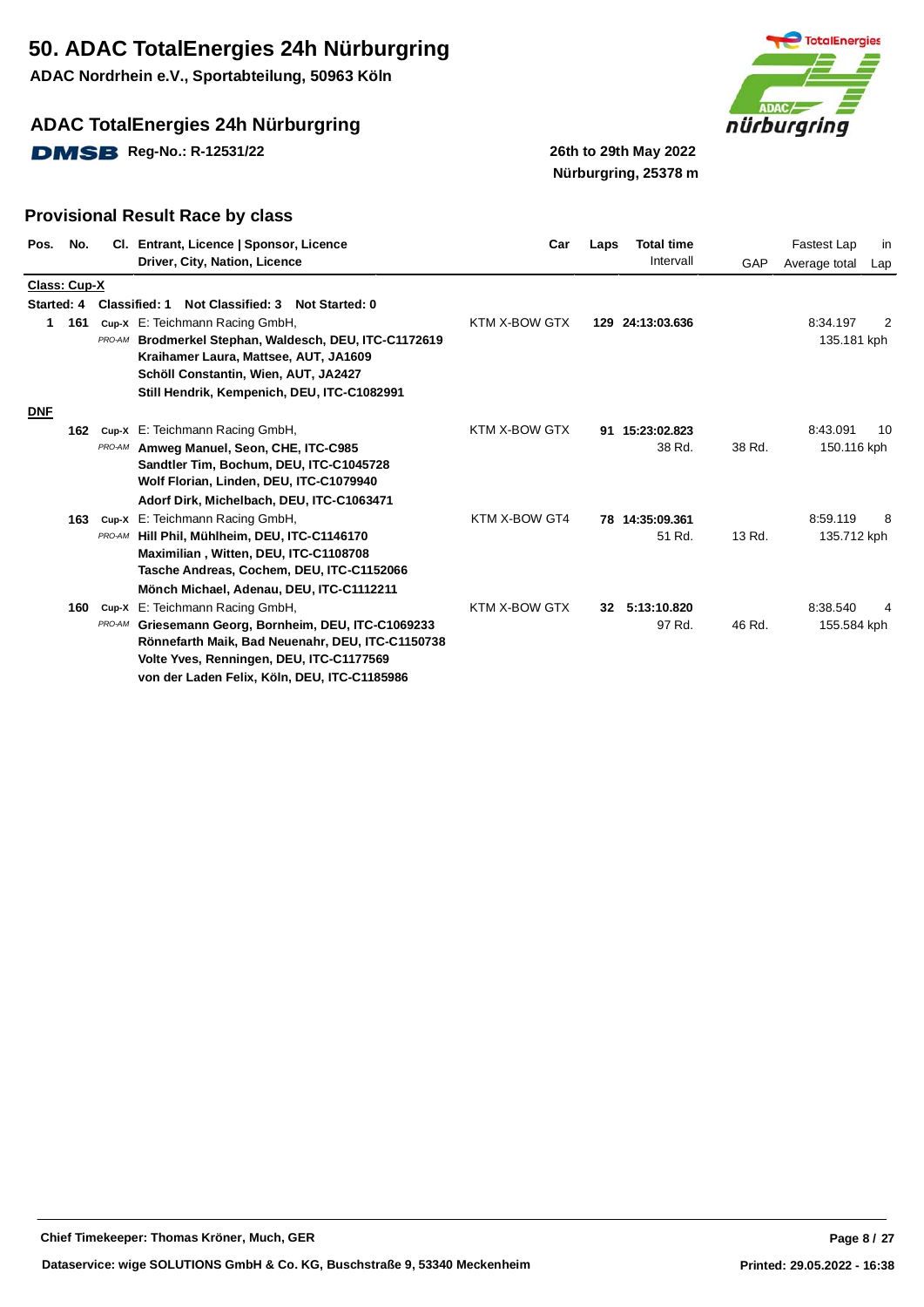# 50. ADAC TotalEnergies 24h Nürburgring

**ADAC Nordrhein e.V., Sportabteilung, 50963 Köln**

## ADAC TotalEnergies 24h Nürburgring

DMSB **Reg-No.: R-12531/22**

**26th to 29th May 2022**
**Nürburgring, 25378 m**

## Provisional Result Race by class

| Pos. | No. | Cl. | Entrant, Licence \| Sponsor, Licence / Driver, City, Nation, Licence | Car | Laps | Total time / Intervall | GAP | Fastest Lap / Average total | in Lap |
|---|---|---|---|---|---|---|---|---|---|
| **Class: Cup-X** | | | | | | | | | |
| **Started: 4** | | | **Classified: 1 Not Classified: 3 Not Started: 0** | | | | | | |
| **1** | **161** | Cup-X PRO-AM | E: Teichmann Racing GmbH, **Brodmerkel Stephan, Waldesch, DEU, ITC-C1172619** **Kraihamer Laura, Mattsee, AUT, JA1609** **Schöll Constantin, Wien, AUT, JA2427** **Still Hendrik, Kempenich, DEU, ITC-C1082991** | KTM X-BOW GTX | **129** | **24:13:03.636** | | 8:34.197 / 135.181 kph | 2 |
| **DNF** | | | | | | | | | |
| | **162** | Cup-X PRO-AM | E: Teichmann Racing GmbH, **Amweg Manuel, Seon, CHE, ITC-C985** **Sandtler Tim, Bochum, DEU, ITC-C1045728** **Wolf Florian, Linden, DEU, ITC-C1079940** **Adorf Dirk, Michelbach, DEU, ITC-C1063471** | KTM X-BOW GTX | **91** | **15:23:02.823** / 38 Rd. | 38 Rd. | 8:43.091 / 150.116 kph | 10 |
| | **163** | Cup-X PRO-AM | E: Teichmann Racing GmbH, **Hill Phil, Mühlheim, DEU, ITC-C1146170** **Maximilian , Witten, DEU, ITC-C1108708** **Tasche Andreas, Cochem, DEU, ITC-C1152066** **Mönch Michael, Adenau, DEU, ITC-C1112211** | KTM X-BOW GT4 | **78** | **14:35:09.361** / 51 Rd. | 13 Rd. | 8:59.119 / 135.712 kph | 8 |
| | **160** | Cup-X PRO-AM | E: Teichmann Racing GmbH, **Griesemann Georg, Bornheim, DEU, ITC-C1069233** **Rönnefarth Maik, Bad Neuenahr, DEU, ITC-C1150738** **Volte Yves, Renningen, DEU, ITC-C1177569** **von der Laden Felix, Köln, DEU, ITC-C1185986** | KTM X-BOW GTX | **32** | **5:13:10.820** / 97 Rd. | 46 Rd. | 8:38.540 / 155.584 kph | 4 |

**Chief Timekeeper: Thomas Kröner, Much, GER**

**Dataservice: wige SOLUTIONS GmbH & Co. KG, Buschstraße 9, 53340 Meckenheim**

**Printed: 29.05.2022 - 16:38**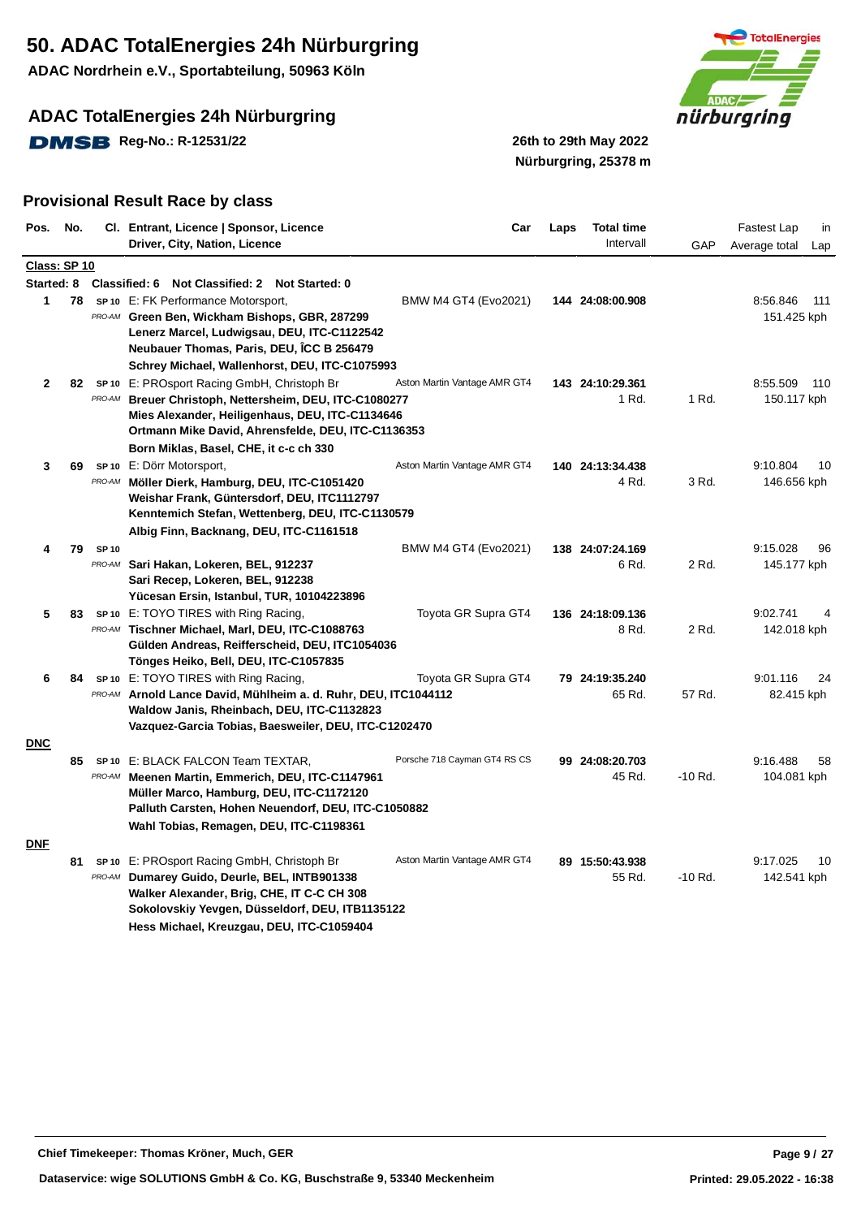# 50. ADAC TotalEnergies 24h Nürburgring

**ADAC Nordrhein e.V., Sportabteilung, 50963 Köln**

## ADAC TotalEnergies 24h Nürburgring

**DMSB Reg-No.: R-12531/22**

**26th to 29th May 2022**
**Nürburgring, 25378 m**

## Provisional Result Race by class

**Class: SP 10**

**Started: 8 Classified: 6 Not Classified: 2 Not Started: 0**

| Pos. | No. | Cl. | Entrant, Licence \| Sponsor, Licence / Driver, City, Nation, Licence | Car | Laps | Total time / Intervall | GAP | Fastest Lap / Average total | in Lap |
|---|---|---|---|---|---|---|---|---|---|
| 1 | 78 | SP 10 PRO-AM | E: FK Performance Motorsport,<br>**Green Ben, Wickham Bishops, GBR, 287299**<br>**Lenerz Marcel, Ludwigsau, DEU, ITC-C1122542**<br>**Neubauer Thomas, Paris, DEU, ÎCC B 256479**<br>**Schrey Michael, Wallenhorst, DEU, ITC-C1075993** | BMW M4 GT4 (Evo2021) | **144** | **24:08:00.908** | | 8:56.846<br>151.425 kph | 111 |
| 2 | 82 | SP 10 PRO-AM | E: PROsport Racing GmbH, Christoph Br<br>**Breuer Christoph, Nettersheim, DEU, ITC-C1080277**<br>**Mies Alexander, Heiligenhaus, DEU, ITC-C1134646**<br>**Ortmann Mike David, Ahrensfelde, DEU, ITC-C1136353**<br>**Born Miklas, Basel, CHE, it c-c ch 330** | Aston Martin Vantage AMR GT4 | **143** | **24:10:29.361**<br>1 Rd. | 1 Rd. | 8:55.509<br>150.117 kph | 110 |
| 3 | 69 | SP 10 PRO-AM | E: Dörr Motorsport,<br>**Möller Dierk, Hamburg, DEU, ITC-C1051420**<br>**Weishar Frank, Güntersdorf, DEU, ITC1112797**<br>**Kenntemich Stefan, Wettenberg, DEU, ITC-C1130579**<br>**Albig Finn, Backnang, DEU, ITC-C1161518** | Aston Martin Vantage AMR GT4 | **140** | **24:13:34.438**<br>4 Rd. | 3 Rd. | 9:10.804<br>146.656 kph | 10 |
| 4 | 79 | SP 10 PRO-AM | **Sari Hakan, Lokeren, BEL, 912237**<br>**Sari Recep, Lokeren, BEL, 912238**<br>**Yücesan Ersin, Istanbul, TUR, 10104223896** | BMW M4 GT4 (Evo2021) | **138** | **24:07:24.169**<br>6 Rd. | 2 Rd. | 9:15.028<br>145.177 kph | 96 |
| 5 | 83 | SP 10 PRO-AM | E: TOYO TIRES with Ring Racing,<br>**Tischner Michael, Marl, DEU, ITC-C1088763**<br>**Gülden Andreas, Reifferscheid, DEU, ITC1054036**<br>**Tönges Heiko, Bell, DEU, ITC-C1057835** | Toyota GR Supra GT4 | **136** | **24:18:09.136**<br>8 Rd. | 2 Rd. | 9:02.741<br>142.018 kph | 4 |
| 6 | 84 | SP 10 PRO-AM | E: TOYO TIRES with Ring Racing,<br>**Arnold Lance David, Mühlheim a. d. Ruhr, DEU, ITC1044112**<br>**Waldow Janis, Rheinbach, DEU, ITC-C1132823**<br>**Vazquez-Garcia Tobias, Baesweiler, DEU, ITC-C1202470** | Toyota GR Supra GT4 | **79** | **24:19:35.240**<br>65 Rd. | 57 Rd. | 9:01.116<br>82.415 kph | 24 |
| **DNC** | | | | | | | | | |
| | 85 | SP 10 PRO-AM | E: BLACK FALCON Team TEXTAR,<br>**Meenen Martin, Emmerich, DEU, ITC-C1147961**<br>**Müller Marco, Hamburg, DEU, ITC-C1172120**<br>**Palluth Carsten, Hohen Neuendorf, DEU, ITC-C1050882**<br>**Wahl Tobias, Remagen, DEU, ITC-C1198361** | Porsche 718 Cayman GT4 RS CS | **99** | **24:08:20.703**<br>45 Rd. | -10 Rd. | 9:16.488<br>104.081 kph | 58 |
| **DNF** | | | | | | | | | |
| | 81 | SP 10 PRO-AM | E: PROsport Racing GmbH, Christoph Br<br>**Dumarey Guido, Deurle, BEL, INTB901338**<br>**Walker Alexander, Brig, CHE, IT C-C CH 308**<br>**Sokolovskiy Yevgen, Düsseldorf, DEU, ITB1135122**<br>**Hess Michael, Kreuzgau, DEU, ITC-C1059404** | Aston Martin Vantage AMR GT4 | **89** | **15:50:43.938**<br>55 Rd. | -10 Rd. | 9:17.025<br>142.541 kph | 10 |

**Chief Timekeeper: Thomas Kröner, Much, GER**

**Dataservice: wige SOLUTIONS GmbH & Co. KG, Buschstraße 9, 53340 Meckenheim**

**Printed: 29.05.2022 - 16:38**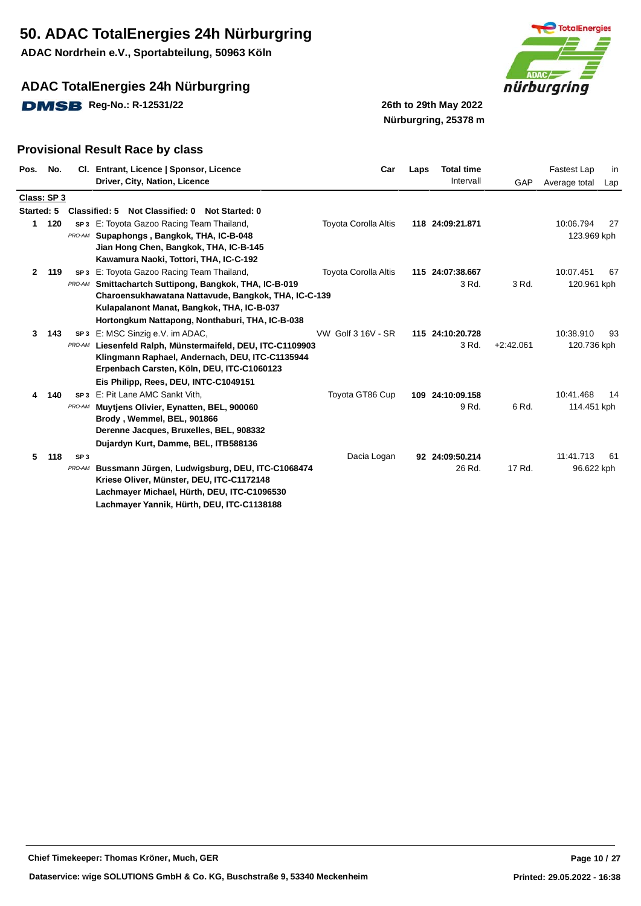# 50. ADAC TotalEnergies 24h Nürburgring

**ADAC Nordrhein e.V., Sportabteilung, 50963 Köln**

## ADAC TotalEnergies 24h Nürburgring

**DMSB Reg-No.: R-12531/22**

**26th to 29th May 2022**
**Nürburgring, 25378 m**

## Provisional Result Race by class

| Pos. | No. | Cl. | Entrant, Licence \| Sponsor, Licence / Driver, City, Nation, Licence | Car | Laps | Total time / Intervall | GAP | Fastest Lap / Average total | in Lap |
|---|---|---|---|---|---|---|---|---|---|
| **Class: SP 3** | | | | | | | | | |
| **Started: 5** | | | **Classified: 5 Not Classified: 0 Not Started: 0** | | | | | | |
| **1** | **120** | SP 3 / *PRO-AM* | E: Toyota Gazoo Racing Team Thailand,<br>**Supaphongs , Bangkok, THA, IC-B-048**<br>**Jian Hong Chen, Bangkok, THA, IC-B-145**<br>**Kawamura Naoki, Tottori, THA, IC-C-192** | Toyota Corolla Altis | **118** | **24:09:21.871** | | 10:06.794<br>123.969 kph | 27 |
| **2** | **119** | SP 3 / *PRO-AM* | E: Toyota Gazoo Racing Team Thailand,<br>**Smittachartch Suttipong, Bangkok, THA, IC-B-019**<br>**Charoensukhawatana Nattavude, Bangkok, THA, IC-C-139**<br>**Kulapalanont Manat, Bangkok, THA, IC-B-037**<br>**Hortongkum Nattapong, Nonthaburi, THA, IC-B-038** | Toyota Corolla Altis | **115** | **24:07:38.667**<br>3 Rd. | 3 Rd. | 10:07.451<br>120.961 kph | 67 |
| **3** | **143** | SP 3 / *PRO-AM* | E: MSC Sinzig e.V. im ADAC,<br>**Liesenfeld Ralph, Münstermaifeld, DEU, ITC-C1109903**<br>**Klingmann Raphael, Andernach, DEU, ITC-C1135944**<br>**Erpenbach Carsten, Köln, DEU, ITC-C1060123**<br>**Eis Philipp, Rees, DEU, INTC-C1049151** | VW Golf 3 16V - SR | **115** | **24:10:20.728**<br>3 Rd. | +2:42.061 | 10:38.910<br>120.736 kph | 93 |
| **4** | **140** | SP 3 / *PRO-AM* | E: Pit Lane AMC Sankt Vith,<br>**Muytjens Olivier, Eynatten, BEL, 900060**<br>**Brody , Wemmel, BEL, 901866**<br>**Derenne Jacques, Bruxelles, BEL, 908332**<br>**Dujardyn Kurt, Damme, BEL, ITB588136** | Toyota GT86 Cup | **109** | **24:10:09.158**<br>9 Rd. | 6 Rd. | 10:41.468<br>114.451 kph | 14 |
| **5** | **118** | SP 3 / *PRO-AM* | **Bussmann Jürgen, Ludwigsburg, DEU, ITC-C1068474**<br>**Kriese Oliver, Münster, DEU, ITC-C1172148**<br>**Lachmayer Michael, Hürth, DEU, ITC-C1096530**<br>**Lachmayer Yannik, Hürth, DEU, ITC-C1138188** | Dacia Logan | **92** | **24:09:50.214**<br>26 Rd. | 17 Rd. | 11:41.713<br>96.622 kph | 61 |

**Chief Timekeeper: Thomas Kröner, Much, GER**

**Dataservice: wige SOLUTIONS GmbH & Co. KG, Buschstraße 9, 53340 Meckenheim**

**Printed: 29.05.2022 - 16:38**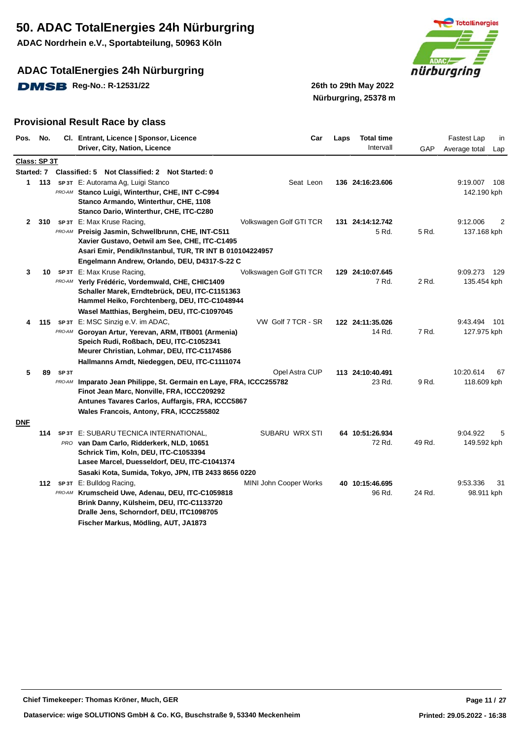# 50. ADAC TotalEnergies 24h Nürburgring

**ADAC Nordrhein e.V., Sportabteilung, 50963 Köln**

## ADAC TotalEnergies 24h Nürburgring

**DMSB Reg-No.: R-12531/22**

**26th to 29th May 2022**
**Nürburgring, 25378 m**

## Provisional Result Race by class

| Pos. | No. | Cl. | Entrant, Licence \| Sponsor, Licence / Driver, City, Nation, Licence | Car | Laps | Total time / Intervall | GAP | Fastest Lap / Average total | in Lap |
|---|---|---|---|---|---|---|---|---|---|
| **Class: SP 3T** | | | | | | | | | |
| **Started: 7** | | | **Classified: 5 Not Classified: 2 Not Started: 0** | | | | | | |
| **1** | **113** | SP 3T / PRO-AM | E: Autorama Ag, Luigi Stanco<br>**Stanco Luigi, Winterthur, CHE, INT C-C994**<br>**Stanco Armando, Winterthur, CHE, 1108**<br>**Stanco Dario, Winterthur, CHE, ITC-C280** | Seat Leon | **136** | **24:16:23.606** | | 9:19.007<br>142.190 kph | 108 |
| **2** | **310** | SP 3T / PRO-AM | E: Max Kruse Racing,<br>**Preisig Jasmin, Schwellbrunn, CHE, INT-C511**<br>**Xavier Gustavo, Oetwil am See, CHE, ITC-C1495**<br>**Asari Emir, Pendik/Instanbul, TUR, TR INT B 010104224957**<br>**Engelmann Andrew, Orlando, DEU, D4317-S-22 C** | Volkswagen Golf GTI TCR | **131** | **24:14:12.742**<br>5 Rd. | 5 Rd. | 9:12.006<br>137.168 kph | 2 |
| **3** | **10** | SP 3T / PRO-AM | E: Max Kruse Racing,<br>**Yerly Frédéric, Vordemwald, CHE, CHIC1409**<br>**Schaller Marek, Erndtebrück, DEU, ITC-C1151363**<br>**Hammel Heiko, Forchtenberg, DEU, ITC-C1048944**<br>**Wasel Matthias, Bergheim, DEU, ITC-C1097045** | Volkswagen Golf GTI TCR | **129** | **24:10:07.645**<br>7 Rd. | 2 Rd. | 9:09.273<br>135.454 kph | 129 |
| **4** | **115** | SP 3T / PRO-AM | E: MSC Sinzig e.V. im ADAC,<br>**Goroyan Artur, Yerevan, ARM, ITB001 (Armenia)**<br>**Speich Rudi, Roßbach, DEU, ITC-C1052341**<br>**Meurer Christian, Lohmar, DEU, ITC-C1174586**<br>**Hallmanns Arndt, Niedeggen, DEU, ITC-C1111074** | VW Golf 7 TCR - SR | **122** | **24:11:35.026**<br>14 Rd. | 7 Rd. | 9:43.494<br>127.975 kph | 101 |
| **5** | **89** | SP 3T / PRO-AM | **Imparato Jean Philippe, St. Germain en Laye, FRA, ICCC255782**<br>**Finot Jean Marc, Nonville, FRA, ICCC209292**<br>**Antunes Tavares Carlos, Auffargis, FRA, ICCC5867**<br>**Wales Francois, Antony, FRA, ICCC255802** | Opel Astra CUP | **113** | **24:10:40.491**<br>23 Rd. | 9 Rd. | 10:20.614<br>118.609 kph | 67 |
| **DNF** | | | | | | | | | |
| | **114** | SP 3T / PRO | E: SUBARU TECNICA INTERNATIONAL,<br>**van Dam Carlo, Ridderkerk, NLD, 10651**<br>**Schrick Tim, Koln, DEU, ITC-C1053394**<br>**Lasee Marcel, Duesseldorf, DEU, ITC-C1041374**<br>**Sasaki Kota, Sumida, Tokyo, JPN, ITB 2433 8656 0220** | SUBARU WRX STI | **64** | **10:51:26.934**<br>72 Rd. | 49 Rd. | 9:04.922<br>149.592 kph | 5 |
| | **112** | SP 3T / PRO-AM | E: Bulldog Racing,<br>**Krumscheid Uwe, Adenau, DEU, ITC-C1059818**<br>**Brink Danny, Külsheim, DEU, ITC-C1133720**<br>**Dralle Jens, Schorndorf, DEU, ITC1098705**<br>**Fischer Markus, Mödling, AUT, JA1873** | MINI John Cooper Works | **40** | **10:15:46.695**<br>96 Rd. | 24 Rd. | 9:53.336<br>98.911 kph | 31 |

**Chief Timekeeper: Thomas Kröner, Much, GER**

**Dataservice: wige SOLUTIONS GmbH & Co. KG, Buschstraße 9, 53340 Meckenheim**

**Printed: 29.05.2022 - 16:38**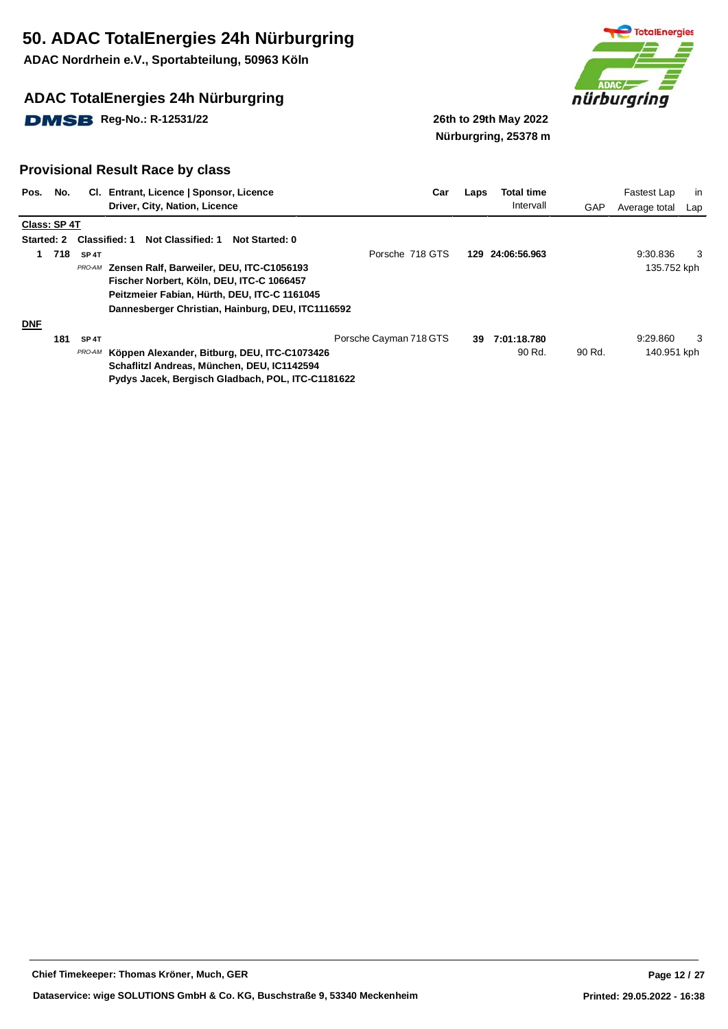# 50. ADAC TotalEnergies 24h Nürburgring

**ADAC Nordrhein e.V., Sportabteilung, 50963 Köln**

## ADAC TotalEnergies 24h Nürburgring

**DMSB Reg-No.: R-12531/22**

**26th to 29th May 2022**
**Nürburgring, 25378 m**

## Provisional Result Race by class

| Pos. | No. | Cl. | Entrant, Licence \| Sponsor, Licence / Driver, City, Nation, Licence | Car | Laps | Total time / Intervall | GAP | Fastest Lap / Average total | in Lap |
|---|---|---|---|---|---|---|---|---|---|
| **Class: SP 4T** | | | | | | | | | |
| **Started: 2** | | | **Classified: 1   Not Classified: 1   Not Started: 0** | | | | | | |
| 1 | 718 | SP 4T | | Porsche 718 GTS | 129 | 24:06:56.963 | | 9:30.836 | 3 |
| | | PRO-AM | Zensen Ralf, Barweiler, DEU, ITC-C1056193 | | | | | 135.752 kph | |
| | | | Fischer Norbert, Köln, DEU, ITC-C 1066457 | | | | | | |
| | | | Peitzmeier Fabian, Hürth, DEU, ITC-C 1161045 | | | | | | |
| | | | Dannesberger Christian, Hainburg, DEU, ITC1116592 | | | | | | |
| **DNF** | | | | | | | | | |
| | 181 | SP 4T | | Porsche Cayman 718 GTS | 39 | 7:01:18.780 | | 9:29.860 | 3 |
| | | PRO-AM | Köppen Alexander, Bitburg, DEU, ITC-C1073426 | | | 90 Rd. | 90 Rd. | 140.951 kph | |
| | | | Schaflitzl Andreas, München, DEU, IC1142594 | | | | | | |
| | | | Pydys Jacek, Bergisch Gladbach, POL, ITC-C1181622 | | | | | | |

Chief Timekeeper: Thomas Kröner, Much, GER

Dataservice: wige SOLUTIONS GmbH & Co. KG, Buschstraße 9, 53340 Meckenheim

Printed: 29.05.2022 - 16:38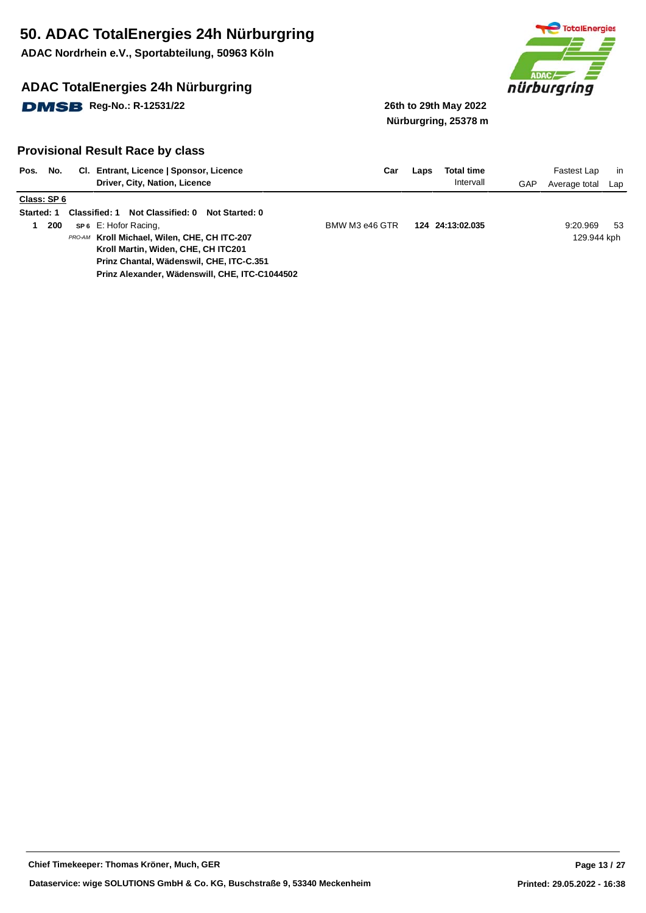# 50. ADAC TotalEnergies 24h Nürburgring

**ADAC Nordrhein e.V., Sportabteilung, 50963 Köln**

## ADAC TotalEnergies 24h Nürburgring

**DMSB Reg-No.: R-12531/22**

**26th to 29th May 2022**
**Nürburgring, 25378 m**

## Provisional Result Race by class

| Pos. | No. | Cl. | Entrant, Licence \| Sponsor, Licence / Driver, City, Nation, Licence | Car | Laps | Total time / Intervall | GAP | Fastest Lap / Average total | in Lap |
|---|---|---|---|---|---|---|---|---|---|
| **Class: SP 6** | | | | | | | | | |
| **Started: 1** | | | **Classified: 1 Not Classified: 0 Not Started: 0** | | | | | | |
| 1 | 200 | SP 6 | E: Hofor Racing, | BMW M3 e46 GTR | 124 | 24:13:02.035 | | 9:20.969 | 53 |
| | | *PRO-AM* | **Kroll Michael, Wilen, CHE, CH ITC-207** | | | | | 129.944 kph | |
| | | | **Kroll Martin, Widen, CHE, CH ITC201** | | | | | | |
| | | | **Prinz Chantal, Wädenswil, CHE, ITC-C.351** | | | | | | |
| | | | **Prinz Alexander, Wädenswill, CHE, ITC-C1044502** | | | | | | |

**Chief Timekeeper: Thomas Kröner, Much, GER**

**Dataservice: wige SOLUTIONS GmbH & Co. KG, Buschstraße 9, 53340 Meckenheim**

**Printed: 29.05.2022 - 16:38**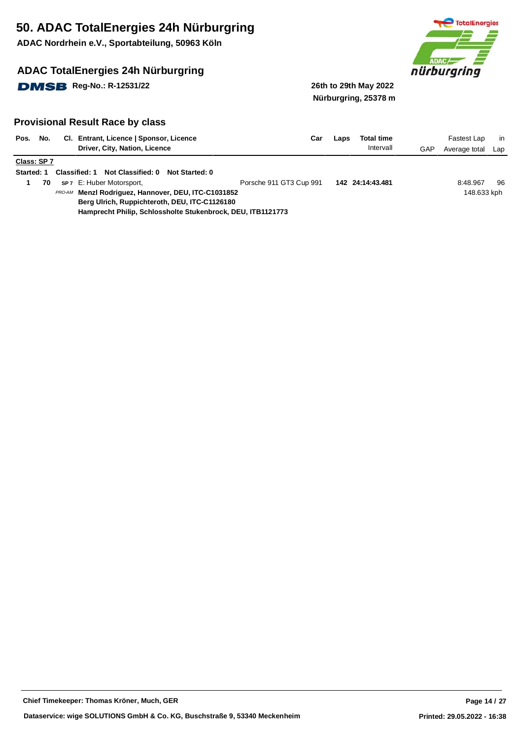# 50. ADAC TotalEnergies 24h Nürburgring

**ADAC Nordrhein e.V., Sportabteilung, 50963 Köln**

## ADAC TotalEnergies 24h Nürburgring

**DMSB Reg-No.: R-12531/22**

**26th to 29th May 2022**
**Nürburgring, 25378 m**

## Provisional Result Race by class

| Pos. | No. | Cl. | Entrant, Licence \| Sponsor, Licence / Driver, City, Nation, Licence | Car | Laps | Total time / Intervall | GAP | Fastest Lap / Average total | in Lap |
|---|---|---|---|---|---|---|---|---|---|
| **Class: SP 7** | | | | | | | | | |
| **Started: 1** | | | **Classified: 1 Not Classified: 0 Not Started: 0** | | | | | | |
| **1** | **70** | SP 7 | E: Huber Motorsport, | Porsche 911 GT3 Cup 991 | **142** | **24:14:43.481** | | 8:48.967 | 96 |
| | | PRO-AM | **Menzl Rodriguez, Hannover, DEU, ITC-C1031852** | | | | | 148.633 kph | |
| | | | **Berg Ulrich, Ruppichteroth, DEU, ITC-C1126180** | | | | | | |
| | | | **Hamprecht Philip, Schlossholte Stukenbrock, DEU, ITB1121773** | | | | | | |

**Chief Timekeeper: Thomas Kröner, Much, GER**

**Dataservice: wige SOLUTIONS GmbH & Co. KG, Buschstraße 9, 53340 Meckenheim**

**Printed: 29.05.2022 - 16:38**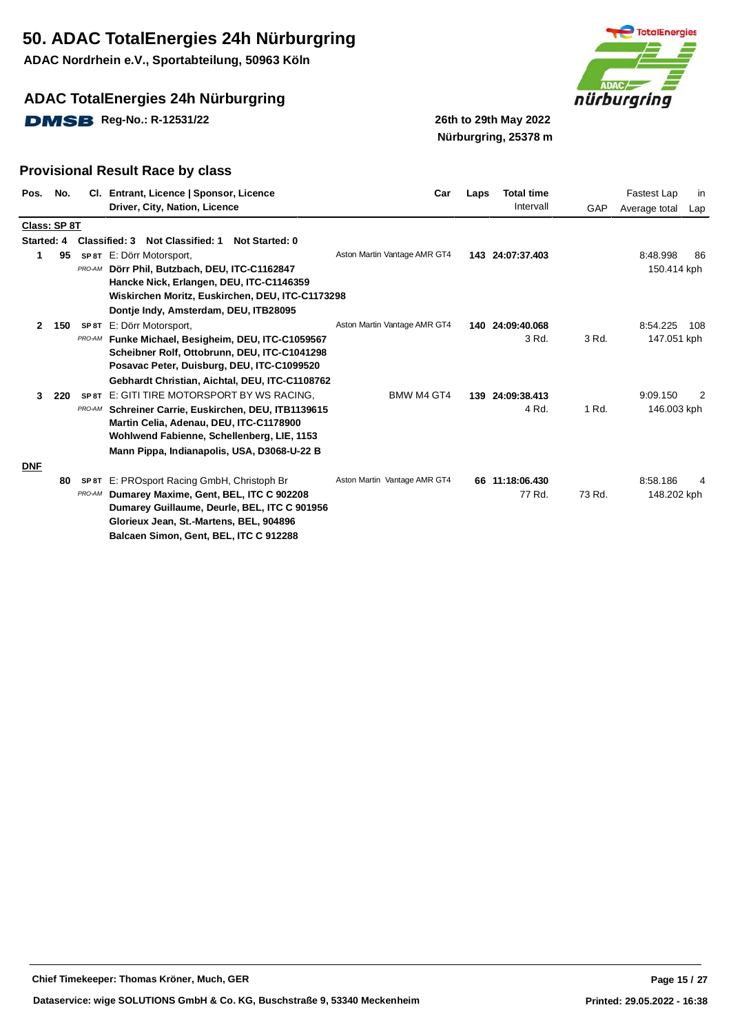# 50. ADAC TotalEnergies 24h Nürburgring

**ADAC Nordrhein e.V., Sportabteilung, 50963 Köln**

## ADAC TotalEnergies 24h Nürburgring

**DMSB Reg-No.: R-12531/22**

**26th to 29th May 2022**
**Nürburgring, 25378 m**

## Provisional Result Race by class

| Pos. | No. | Cl. | Entrant, Licence \| Sponsor, Licence / Driver, City, Nation, Licence | Car | Laps | Total time / Intervall | GAP | Fastest Lap / Average total | in Lap |
|---|---|---|---|---|---|---|---|---|---|
| **Class: SP 8T** | | | | | | | | | |
| **Started: 4** | | | **Classified: 3 Not Classified: 1 Not Started: 0** | | | | | | |
| 1 | 95 | SP 8T PRO-AM | E: Dörr Motorsport,<br>**Dörr Phil, Butzbach, DEU, ITC-C1162847**<br>**Hancke Nick, Erlangen, DEU, ITC-C1146359**<br>**Wiskirchen Moritz, Euskirchen, DEU, ITC-C1173298**<br>**Dontje Indy, Amsterdam, DEU, ITB28095** | Aston Martin Vantage AMR GT4 | **143** | **24:07:37.403** | | 8:48.998<br>150.414 kph | 86 |
| 2 | 150 | SP 8T PRO-AM | E: Dörr Motorsport,<br>**Funke Michael, Besigheim, DEU, ITC-C1059567**<br>**Scheibner Rolf, Ottobrunn, DEU, ITC-C1041298**<br>**Posavac Peter, Duisburg, DEU, ITC-C1099520**<br>**Gebhardt Christian, Aichtal, DEU, ITC-C1108762** | Aston Martin Vantage AMR GT4 | **140** | **24:09:40.068**<br>3 Rd. | 3 Rd. | 8:54.225<br>147.051 kph | 108 |
| 3 | 220 | SP 8T PRO-AM | E: GITI TIRE MOTORSPORT BY WS RACING,<br>**Schreiner Carrie, Euskirchen, DEU, ITB1139615**<br>**Martin Celia, Adenau, DEU, ITC-C1178900**<br>**Wohlwend Fabienne, Schellenberg, LIE, 1153**<br>**Mann Pippa, Indianapolis, USA, D3068-U-22 B** | BMW M4 GT4 | **139** | **24:09:38.413**<br>4 Rd. | 1 Rd. | 9:09.150<br>146.003 kph | 2 |
| **DNF** | | | | | | | | | |
| | 80 | SP 8T PRO-AM | E: PROsport Racing GmbH, Christoph Br<br>**Dumarey Maxime, Gent, BEL, ITC C 902208**<br>**Dumarey Guillaume, Deurle, BEL, ITC C 901956**<br>**Glorieux Jean, St.-Martens, BEL, 904896**<br>**Balcaen Simon, Gent, BEL, ITC C 912288** | Aston Martin Vantage AMR GT4 | **66** | **11:18:06.430**<br>77 Rd. | 73 Rd. | 8:58.186<br>148.202 kph | 4 |

**Chief Timekeeper: Thomas Kröner, Much, GER**

**Dataservice: wige SOLUTIONS GmbH & Co. KG, Buschstraße 9, 53340 Meckenheim**

**Printed: 29.05.2022 - 16:38**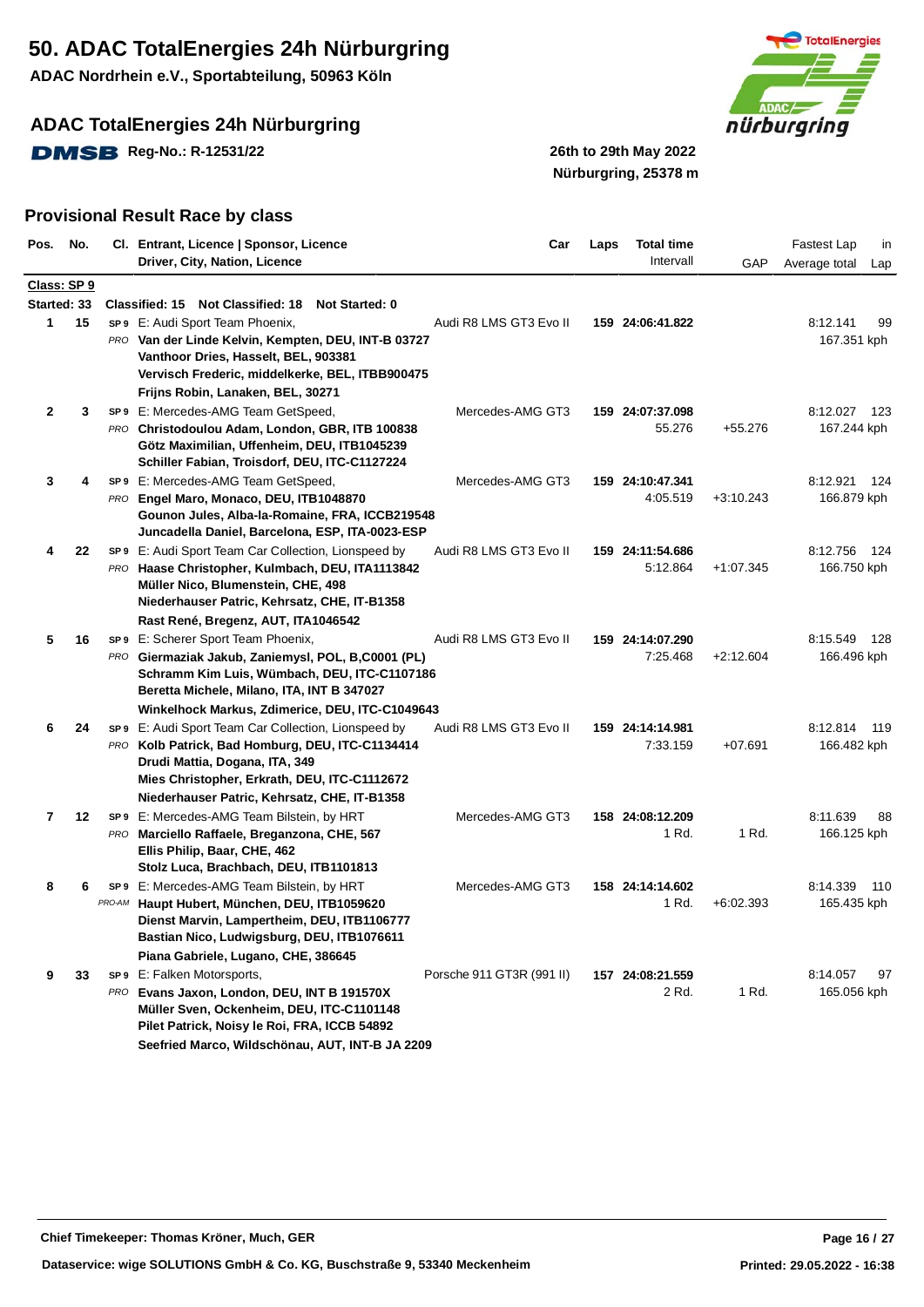# 50. ADAC TotalEnergies 24h Nürburgring

**ADAC Nordrhein e.V., Sportabteilung, 50963 Köln**

## ADAC TotalEnergies 24h Nürburgring

DMSB Reg-No.: R-12531/22

26th to 29th May 2022
Nürburgring, 25378 m

## Provisional Result Race by class

**Class: SP 9**

Started: 33 — Classified: 15 — Not Classified: 18 — Not Started: 0

| Pos. | No. | Cl. | Entrant, Licence \| Sponsor, Licence / Driver, City, Nation, Licence | Car | Laps | Total time / Intervall | GAP | Fastest Lap / Average total | in Lap |
|---|---|---|---|---|---|---|---|---|---|
| 1 | 15 | SP 9 PRO | E: Audi Sport Team Phoenix,<br>**Van der Linde Kelvin, Kempten, DEU, INT-B 03727**<br>**Vanthoor Dries, Hasselt, BEL, 903381**<br>**Vervisch Frederic, middelkerke, BEL, ITBB900475**<br>**Frijns Robin, Lanaken, BEL, 30271** | Audi R8 LMS GT3 Evo II | 159 | 24:06:41.822 | | 8:12.141<br>167.351 kph | 99 |
| 2 | 3 | SP 9 PRO | E: Mercedes-AMG Team GetSpeed,<br>**Christodoulou Adam, London, GBR, ITB 100838**<br>**Götz Maximilian, Uffenheim, DEU, ITB1045239**<br>**Schiller Fabian, Troisdorf, DEU, ITC-C1127224** | Mercedes-AMG GT3 | 159 | 24:07:37.098<br>55.276 | +55.276 | 8:12.027<br>167.244 kph | 123 |
| 3 | 4 | SP 9 PRO | E: Mercedes-AMG Team GetSpeed,<br>**Engel Maro, Monaco, DEU, ITB1048870**<br>**Gounon Jules, Alba-la-Romaine, FRA, ICCB219548**<br>**Juncadella Daniel, Barcelona, ESP, ITA-0023-ESP** | Mercedes-AMG GT3 | 159 | 24:10:47.341<br>4:05.519 | +3:10.243 | 8:12.921<br>166.879 kph | 124 |
| 4 | 22 | SP 9 PRO | E: Audi Sport Team Car Collection, Lionspeed by<br>**Haase Christopher, Kulmbach, DEU, ITA1113842**<br>**Müller Nico, Blumenstein, CHE, 498**<br>**Niederhauser Patric, Kehrsatz, CHE, IT-B1358**<br>**Rast René, Bregenz, AUT, ITA1046542** | Audi R8 LMS GT3 Evo II | 159 | 24:11:54.686<br>5:12.864 | +1:07.345 | 8:12.756<br>166.750 kph | 124 |
| 5 | 16 | SP 9 PRO | E: Scherer Sport Team Phoenix,<br>**Giermaziak Jakub, Zaniemysl, POL, B,C0001 (PL)**<br>**Schramm Kim Luis, Wümbach, DEU, ITC-C1107186**<br>**Beretta Michele, Milano, ITA, INT B 347027**<br>**Winkelhock Markus, Zdimerice, DEU, ITC-C1049643** | Audi R8 LMS GT3 Evo II | 159 | 24:14:07.290<br>7:25.468 | +2:12.604 | 8:15.549<br>166.496 kph | 128 |
| 6 | 24 | SP 9 PRO | E: Audi Sport Team Car Collection, Lionspeed by<br>**Kolb Patrick, Bad Homburg, DEU, ITC-C1134414**<br>**Drudi Mattia, Dogana, ITA, 349**<br>**Mies Christopher, Erkrath, DEU, ITC-C1112672**<br>**Niederhauser Patric, Kehrsatz, CHE, IT-B1358** | Audi R8 LMS GT3 Evo II | 159 | 24:14:14.981<br>7:33.159 | +07.691 | 8:12.814<br>166.482 kph | 119 |
| 7 | 12 | SP 9 PRO | E: Mercedes-AMG Team Bilstein, by HRT<br>**Marciello Raffaele, Breganzona, CHE, 567**<br>**Ellis Philip, Baar, CHE, 462**<br>**Stolz Luca, Brachbach, DEU, ITB1101813** | Mercedes-AMG GT3 | 158 | 24:08:12.209<br>1 Rd. | 1 Rd. | 8:11.639<br>166.125 kph | 88 |
| 8 | 6 | SP 9 PRO-AM | E: Mercedes-AMG Team Bilstein, by HRT<br>**Haupt Hubert, München, DEU, ITB1059620**<br>**Dienst Marvin, Lampertheim, DEU, ITB1106777**<br>**Bastian Nico, Ludwigsburg, DEU, ITB1076611**<br>**Piana Gabriele, Lugano, CHE, 386645** | Mercedes-AMG GT3 | 158 | 24:14:14.602<br>1 Rd. | +6:02.393 | 8:14.339<br>165.435 kph | 110 |
| 9 | 33 | SP 9 PRO | E: Falken Motorsports,<br>**Evans Jaxon, London, DEU, INT B 191570X**<br>**Müller Sven, Ockenheim, DEU, ITC-C1101148**<br>**Pilet Patrick, Noisy le Roi, FRA, ICCB 54892**<br>**Seefried Marco, Wildschönau, AUT, INT-B JA 2209** | Porsche 911 GT3R (991 II) | 157 | 24:08:21.559<br>2 Rd. | 1 Rd. | 8:14.057<br>165.056 kph | 97 |

Chief Timekeeper: Thomas Kröner, Much, GER

Dataservice: wige SOLUTIONS GmbH & Co. KG, Buschstraße 9, 53340 Meckenheim

Printed: 29.05.2022 - 16:38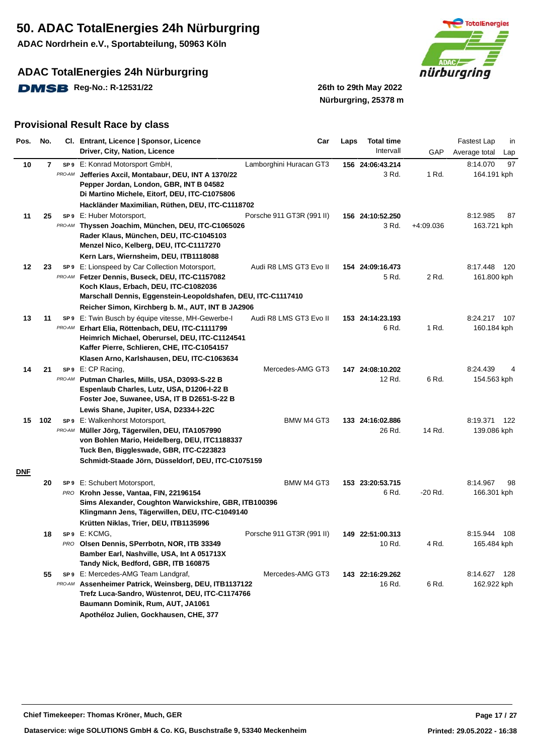# 50. ADAC TotalEnergies 24h Nürburgring

**ADAC Nordrhein e.V., Sportabteilung, 50963 Köln**

## ADAC TotalEnergies 24h Nürburgring

**DMSB Reg-No.: R-12531/22**

**26th to 29th May 2022**
**Nürburgring, 25378 m**

## Provisional Result Race by class

| Pos. | No. | Cl. | Entrant, Licence \| Sponsor, Licence / Driver, City, Nation, Licence | Car | Laps | Total time / Intervall | GAP | Fastest Lap / Average total | in Lap |
|---|---|---|---|---|---|---|---|---|---|
| 10 | 7 | SP 9 PRO-AM | E: Konrad Motorsport GmbH,<br>**Jefferies Axcil, Montabaur, DEU, INT A 1370/22**<br>**Pepper Jordan, London, GBR, INT B 04582**<br>**Di Martino Michele, Eitorf, DEU, ITC-C1075806**<br>**Hackländer Maximilian, Rüthen, DEU, ITC-C1118702** | Lamborghini Huracan GT3 | 156 | **24:06:43.214**<br>3 Rd. | 1 Rd. | 8:14.070<br>164.191 kph | 97 |
| 11 | 25 | SP 9 PRO-AM | E: Huber Motorsport,<br>**Thyssen Joachim, München, DEU, ITC-C1065026**<br>**Rader Klaus, München, DEU, ITC-C1045103**<br>**Menzel Nico, Kelberg, DEU, ITC-C1117270**<br>**Kern Lars, Wiernsheim, DEU, ITB1118088** | Porsche 911 GT3R (991 II) | 156 | **24:10:52.250**<br>3 Rd. | +4:09.036 | 8:12.985<br>163.721 kph | 87 |
| 12 | 23 | SP 9 PRO-AM | E: Lionspeed by Car Collection Motorsport,<br>**Fetzer Dennis, Buseck, DEU, ITC-C1157082**<br>**Koch Klaus, Erbach, DEU, ITC-C1082036**<br>**Marschall Dennis, Eggenstein-Leopoldshafen, DEU, ITC-C1117410**<br>**Reicher Simon, Kirchberg b. M., AUT, INT B JA2906** | Audi R8 LMS GT3 Evo II | 154 | **24:09:16.473**<br>5 Rd. | 2 Rd. | 8:17.448<br>161.800 kph | 120 |
| 13 | 11 | SP 9 PRO-AM | E: Twin Busch by équipe vitesse, MH-Gewerbe-I<br>**Erhart Elia, Röttenbach, DEU, ITC-C1111799**<br>**Heimrich Michael, Oberursel, DEU, ITC-C1124541**<br>**Kaffer Pierre, Schlieren, CHE, ITC-C1054157**<br>**Klasen Arno, Karlshausen, DEU, ITC-C1063634** | Audi R8 LMS GT3 Evo II | 153 | **24:14:23.193**<br>6 Rd. | 1 Rd. | 8:24.217<br>160.184 kph | 107 |
| 14 | 21 | SP 9 PRO-AM | E: CP Racing,<br>**Putman Charles, Mills, USA, D3093-S-22 B**<br>**Espenlaub Charles, Lutz, USA, D1206-I-22 B**<br>**Foster Joe, Suwanee, USA, IT B D2651-S-22 B**<br>**Lewis Shane, Jupiter, USA, D2334-I-22C** | Mercedes-AMG GT3 | 147 | **24:08:10.202**<br>12 Rd. | 6 Rd. | 8:24.439<br>154.563 kph | 4 |
| 15 | 102 | SP 9 PRO-AM | E: Walkenhorst Motorsport,<br>**Müller Jörg, Tägerwilen, DEU, ITA1057990**<br>**von Bohlen Mario, Heidelberg, DEU, ITC1188337**<br>**Tuck Ben, Biggleswade, GBR, ITC-C223823**<br>**Schmidt-Staade Jörn, Düsseldorf, DEU, ITC-C1075159** | BMW M4 GT3 | 133 | **24:16:02.886**<br>26 Rd. | 14 Rd. | 8:19.371<br>139.086 kph | 122 |
| **DNF** | | | | | | | | | |
| | 20 | SP 9 PRO | E: Schubert Motorsport,<br>**Krohn Jesse, Vantaa, FIN, 22196154**<br>**Sims Alexander, Coughton Warwickshire, GBR, ITB100396**<br>**Klingmann Jens, Tägerwillen, DEU, ITC-C1049140**<br>**Krütten Niklas, Trier, DEU, ITB1135996** | BMW M4 GT3 | 153 | **23:20:53.715**<br>6 Rd. | -20 Rd. | 8:14.967<br>166.301 kph | 98 |
| | 18 | SP 9 PRO | E: KCMG,<br>**Olsen Dennis, SPerrbotn, NOR, ITB 33349**<br>**Bamber Earl, Nashville, USA, Int A 051713X**<br>**Tandy Nick, Bedford, GBR, ITB 160875** | Porsche 911 GT3R (991 II) | 149 | **22:51:00.313**<br>10 Rd. | 4 Rd. | 8:15.944<br>165.484 kph | 108 |
| | 55 | SP 9 PRO-AM | E: Mercedes-AMG Team Landgraf,<br>**Assenheimer Patrick, Weinsberg, DEU, ITB1137122**<br>**Trefz Luca-Sandro, Wüstenrot, DEU, ITC-C1174766**<br>**Baumann Dominik, Rum, AUT, JA1061**<br>**Apothéloz Julien, Gockhausen, CHE, 377** | Mercedes-AMG GT3 | 143 | **22:16:29.262**<br>16 Rd. | 6 Rd. | 8:14.627<br>162.922 kph | 128 |

**Chief Timekeeper: Thomas Kröner, Much, GER**

**Dataservice: wige SOLUTIONS GmbH & Co. KG, Buschstraße 9, 53340 Meckenheim**

**Printed: 29.05.2022 - 16:38**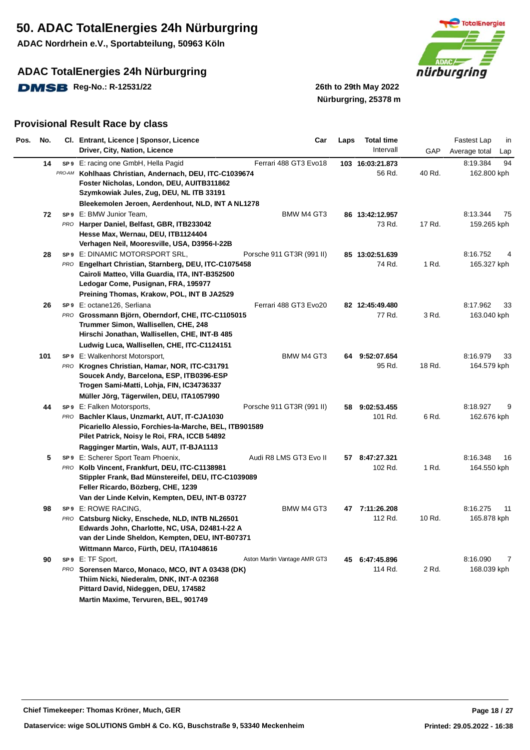# 50. ADAC TotalEnergies 24h Nürburgring

**ADAC Nordrhein e.V., Sportabteilung, 50963 Köln**

## ADAC TotalEnergies 24h Nürburgring

**DMSB Reg-No.: R-12531/22**

**26th to 29th May 2022**
**Nürburgring, 25378 m**

## Provisional Result Race by class

| Pos. | No. | Cl. | Entrant, Licence \| Sponsor, Licence / Driver, City, Nation, Licence | Car | Laps | Total time / Intervall | GAP | Fastest Lap / Average total | in Lap |
|---|---|---|---|---|---|---|---|---|---|
| | 14 | SP 9 PRO-AM | E: racing one GmbH, Hella Pagid<br>**Kohlhaas Christian, Andernach, DEU, ITC-C1039674**<br>**Foster Nicholas, London, DEU, AUITB311862**<br>**Szymkowiak Jules, Zug, DEU, NL ITB 33191**<br>**Bleekemolen Jeroen, Aerdenhout, NLD, INT A NL1278** | Ferrari 488 GT3 Evo18 | 103 | 16:03:21.873<br>56 Rd. | 40 Rd. | 8:19.384<br>162.800 kph | 94 |
| | 72 | SP 9 PRO | E: BMW Junior Team,<br>**Harper Daniel, Belfast, GBR, ITB233042**<br>**Hesse Max, Wernau, DEU, ITB1124404**<br>**Verhagen Neil, Mooresville, USA, D3956-I-22B** | BMW M4 GT3 | 86 | 13:42:12.957<br>73 Rd. | 17 Rd. | 8:13.344<br>159.265 kph | 75 |
| | 28 | SP 9 PRO | E: DINAMIC MOTORSPORT SRL,<br>**Engelhart Christian, Starnberg, DEU, ITC-C1075458**<br>**Cairoli Matteo, Villa Guardia, ITA, INT-B352500**<br>**Ledogar Come, Pusignan, FRA, 195977**<br>**Preining Thomas, Krakow, POL, INT B JA2529** | Porsche 911 GT3R (991 II) | 85 | 13:02:51.639<br>74 Rd. | 1 Rd. | 8:16.752<br>165.327 kph | 4 |
| | 26 | SP 9 PRO | E: octane126, Serliana<br>**Grossmann Björn, Oberndorf, CHE, ITC-C1105015**<br>**Trummer Simon, Wallisellen, CHE, 248**<br>**Hirschi Jonathan, Wallisellen, CHE, INT-B 485**<br>**Ludwig Luca, Wallisellen, CHE, ITC-C1124151** | Ferrari 488 GT3 Evo20 | 82 | 12:45:49.480<br>77 Rd. | 3 Rd. | 8:17.962<br>163.040 kph | 33 |
| | 101 | SP 9 PRO | E: Walkenhorst Motorsport,<br>**Krognes Christian, Hamar, NOR, ITC-C31791**<br>**Soucek Andy, Barcelona, ESP, ITB0396-ESP**<br>**Trogen Sami-Matti, Lohja, FIN, IC34736337**<br>**Müller Jörg, Tägerwilen, DEU, ITA1057990** | BMW M4 GT3 | 64 | 9:52:07.654<br>95 Rd. | 18 Rd. | 8:16.979<br>164.579 kph | 33 |
| | 44 | SP 9 PRO | E: Falken Motorsports,<br>**Bachler Klaus, Unzmarkt, AUT, IT-CJA1030**<br>**Picariello Alessio, Forchies-la-Marche, BEL, ITB901589**<br>**Pilet Patrick, Noisy le Roi, FRA, ICCB 54892**<br>**Ragginger Martin, Wals, AUT, IT-BJA1113** | Porsche 911 GT3R (991 II) | 58 | 9:02:53.455<br>101 Rd. | 6 Rd. | 8:18.927<br>162.676 kph | 9 |
| | 5 | SP 9 PRO | E: Scherer Sport Team Phoenix,<br>**Kolb Vincent, Frankfurt, DEU, ITC-C1138981**<br>**Stippler Frank, Bad Münstereifel, DEU, ITC-C1039089**<br>**Feller Ricardo, Bözberg, CHE, 1239**<br>**Van der Linde Kelvin, Kempten, DEU, INT-B 03727** | Audi R8 LMS GT3 Evo II | 57 | 8:47:27.321<br>102 Rd. | 1 Rd. | 8:16.348<br>164.550 kph | 16 |
| | 98 | SP 9 PRO | E: ROWE RACING,<br>**Catsburg Nicky, Enschede, NLD, INTB NL26501**<br>**Edwards John, Charlotte, NC, USA, D2481-I-22 A**<br>**van der Linde Sheldon, Kempten, DEU, INT-B07371**<br>**Wittmann Marco, Fürth, DEU, ITA1048616** | BMW M4 GT3 | 47 | 7:11:26.208<br>112 Rd. | 10 Rd. | 8:16.275<br>165.878 kph | 11 |
| | 90 | SP 9 PRO | E: TF Sport,<br>**Sorensen Marco, Monaco, MCO, INT A 03438 (DK)**<br>**Thiim Nicki, Niederalm, DNK, INT-A 02368**<br>**Pittard David, Nideggen, DEU, 174582**<br>**Martin Maxime, Tervuren, BEL, 901749** | Aston Martin Vantage AMR GT3 | 45 | 6:47:45.896<br>114 Rd. | 2 Rd. | 8:16.090<br>168.039 kph | 7 |

**Chief Timekeeper: Thomas Kröner, Much, GER**

**Dataservice: wige SOLUTIONS GmbH & Co. KG, Buschstraße 9, 53340 Meckenheim**

**Printed: 29.05.2022 - 16:38**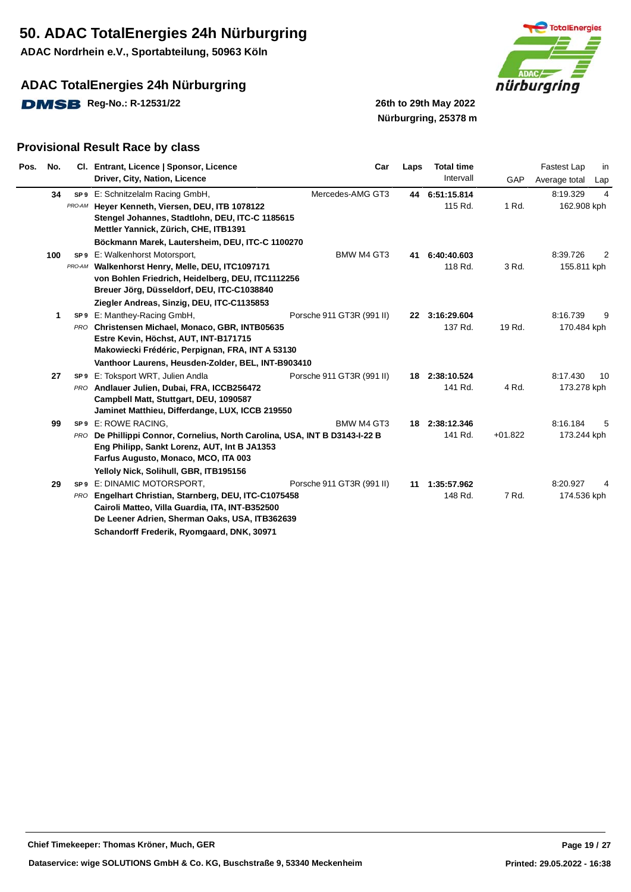# 50. ADAC TotalEnergies 24h Nürburging

**ADAC Nordrhein e.V., Sportabteilung, 50963 Köln**

## ADAC TotalEnergies 24h Nürburgring

DMSB Reg-No.: R-12531/22

**26th to 29th May 2022**
**Nürburgring, 25378 m**

## Provisional Result Race by class

| Pos. | No. | Cl. | Entrant, Licence \| Sponsor, Licence / Driver, City, Nation, Licence | Car | Laps | Total time / Intervall | GAP | Fastest Lap / Average total | in Lap |
|---|---|---|---|---|---|---|---|---|---|
| | 34 | SP 9 PRO-AM | E: Schnitzelalm Racing GmbH,<br>**Heyer Kenneth, Viersen, DEU, ITB 1078122**<br>**Stengel Johannes, Stadtlohn, DEU, ITC-C 1185615**<br>**Mettler Yannick, Zürich, CHE, ITB1391**<br>**Böckmann Marek, Lautersheim, DEU, ITC-C 1100270** | Mercedes-AMG GT3 | 44 | **6:51:15.814**<br>115 Rd. | 1 Rd. | 8:19.329<br>162.908 kph | 4 |
| | 100 | SP 9 PRO-AM | E: Walkenhorst Motorsport,<br>**Walkenhorst Henry, Melle, DEU, ITC1097171**<br>**von Bohlen Friedrich, Heidelberg, DEU, ITC1112256**<br>**Breuer Jörg, Düsseldorf, DEU, ITC-C1038840**<br>**Ziegler Andreas, Sinzig, DEU, ITC-C1135853** | BMW M4 GT3 | 41 | **6:40:40.603**<br>118 Rd. | 3 Rd. | 8:39.726<br>155.811 kph | 2 |
| | 1 | SP 9 PRO | E: Manthey-Racing GmbH,<br>**Christensen Michael, Monaco, GBR, INTB05635**<br>**Estre Kevin, Höchst, AUT, INT-B171715**<br>**Makowiecki Frédéric, Perpignan, FRA, INT A 53130**<br>**Vanthoor Laurens, Heusden-Zolder, BEL, INT-B903410** | Porsche 911 GT3R (991 II) | 22 | **3:16:29.604**<br>137 Rd. | 19 Rd. | 8:16.739<br>170.484 kph | 9 |
| | 27 | SP 9 PRO | E: Toksport WRT, Julien Andla<br>**Andlauer Julien, Dubai, FRA, ICCB256472**<br>**Campbell Matt, Stuttgart, DEU, 1090587**<br>**Jaminet Matthieu, Differdange, LUX, ICCB 219550** | Porsche 911 GT3R (991 II) | 18 | **2:38:10.524**<br>141 Rd. | 4 Rd. | 8:17.430<br>173.278 kph | 10 |
| | 99 | SP 9 PRO | E: ROWE RACING,<br>**De Phillippi Connor, Cornelius, North Carolina, USA, INT B D3143-I-22 B**<br>**Eng Philipp, Sankt Lorenz, AUT, Int B JA1353**<br>**Farfus Augusto, Monaco, MCO, ITA 003**<br>**Yelloly Nick, Solihull, GBR, ITB195156** | BMW M4 GT3 | 18 | **2:38:12.346**<br>141 Rd. | +01.822 | 8:16.184<br>173.244 kph | 5 |
| | 29 | SP 9 PRO | E: DINAMIC MOTORSPORT,<br>**Engelhart Christian, Starnberg, DEU, ITC-C1075458**<br>**Cairoli Matteo, Villa Guardia, ITA, INT-B352500**<br>**De Leener Adrien, Sherman Oaks, USA, ITB362639**<br>**Schandorff Frederik, Ryomgaard, DNK, 30971** | Porsche 911 GT3R (991 II) | 11 | **1:35:57.962**<br>148 Rd. | 7 Rd. | 8:20.927<br>174.536 kph | 4 |

**Chief Timekeeper: Thomas Kröner, Much, GER**

**Dataservice: wige SOLUTIONS GmbH & Co. KG, Buschstraße 9, 53340 Meckenheim**

**Printed: 29.05.2022 - 16:38**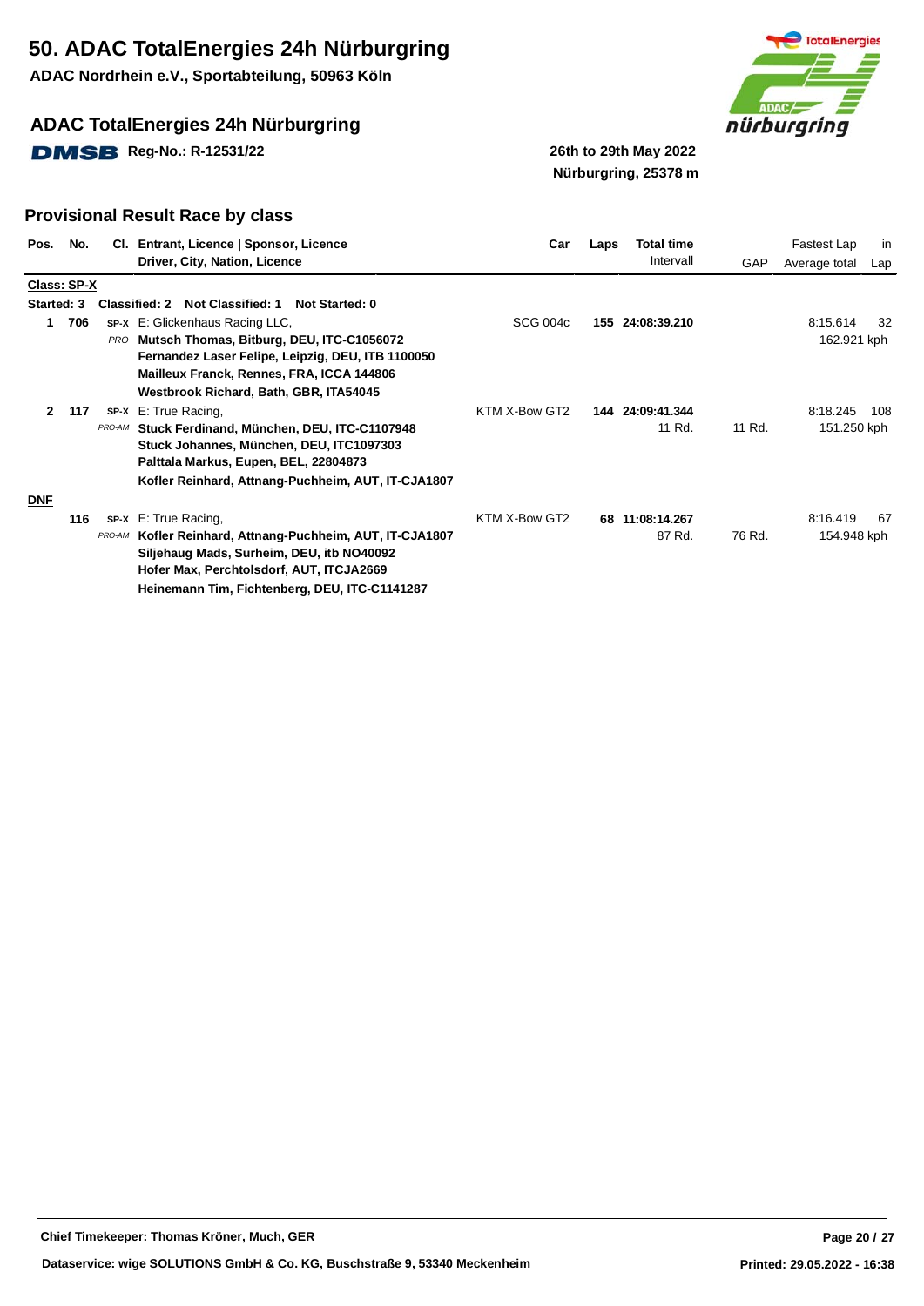# 50. ADAC TotalEnergies 24h Nürburgring

**ADAC Nordrhein e.V., Sportabteilung, 50963 Köln**

## ADAC TotalEnergies 24h Nürburgring

DMSB Reg-No.: R-12531/22

**26th to 29th May 2022**
**Nürburgring, 25378 m**

## Provisional Result Race by class

| Pos. | No. | Cl. | Entrant, Licence \| Sponsor, Licence / Driver, City, Nation, Licence | Car | Laps | Total time / Intervall | GAP | Fastest Lap / Average total | in Lap |
|---|---|---|---|---|---|---|---|---|---|
| **Class: SP-X** | | | | | | | | | |
| **Started: 3** | | | **Classified: 2 Not Classified: 1 Not Started: 0** | | | | | | |
| 1 | 706 | SP-X | E: Glickenhaus Racing LLC, | SCG 004c | 155 | 24:08:39.210 | | 8:15.614 | 32 |
| | | PRO | **Mutsch Thomas, Bitburg, DEU, ITC-C1056072** | | | | | 162.921 kph | |
| | | | **Fernandez Laser Felipe, Leipzig, DEU, ITB 1100050** | | | | | | |
| | | | **Mailleux Franck, Rennes, FRA, ICCA 144806** | | | | | | |
| | | | **Westbrook Richard, Bath, GBR, ITA54045** | | | | | | |
| 2 | 117 | SP-X | E: True Racing, | KTM X-Bow GT2 | 144 | 24:09:41.344 | | 8:18.245 | 108 |
| | | PRO-AM | **Stuck Ferdinand, München, DEU, ITC-C1107948** | | | 11 Rd. | 11 Rd. | 151.250 kph | |
| | | | **Stuck Johannes, München, DEU, ITC1097303** | | | | | | |
| | | | **Palttala Markus, Eupen, BEL, 22804873** | | | | | | |
| | | | **Kofler Reinhard, Attnang-Puchheim, AUT, IT-CJA1807** | | | | | | |
| **DNF** | | | | | | | | | |
| | 116 | SP-X | E: True Racing, | KTM X-Bow GT2 | 68 | 11:08:14.267 | | 8:16.419 | 67 |
| | | PRO-AM | **Kofler Reinhard, Attnang-Puchheim, AUT, IT-CJA1807** | | | 87 Rd. | 76 Rd. | 154.948 kph | |
| | | | **Siljehaug Mads, Surheim, DEU, itb NO40092** | | | | | | |
| | | | **Hofer Max, Perchtolsdorf, AUT, ITCJA2669** | | | | | | |
| | | | **Heinemann Tim, Fichtenberg, DEU, ITC-C1141287** | | | | | | |

**Chief Timekeeper: Thomas Kröner, Much, GER**

**Dataservice: wige SOLUTIONS GmbH & Co. KG, Buschstraße 9, 53340 Meckenheim**

**Printed: 29.05.2022 - 16:38**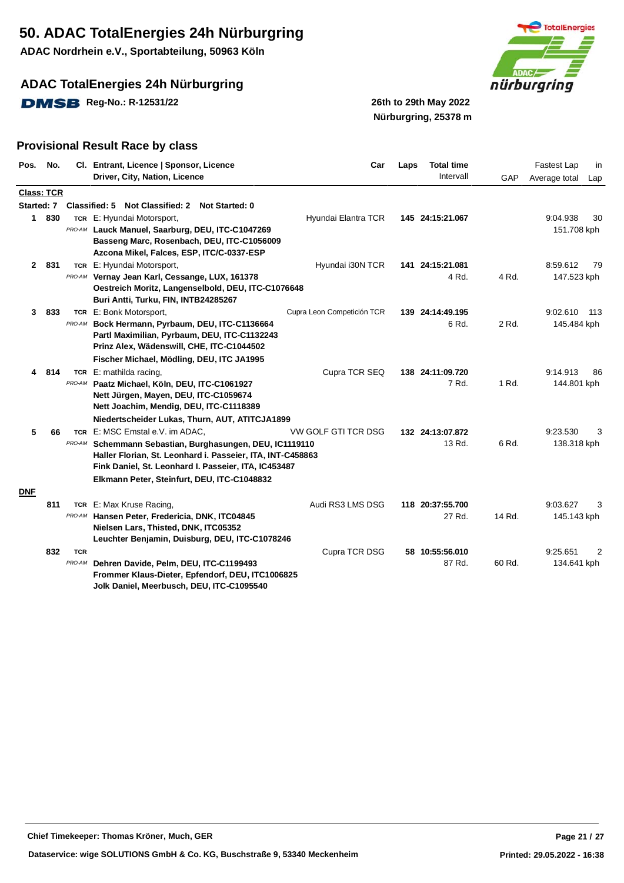# 50. ADAC TotalEnergies 24h Nürburgring

**ADAC Nordrhein e.V., Sportabteilung, 50963 Köln**

## ADAC TotalEnergies 24h Nürburgring

DMSB **Reg-No.: R-12531/22**

**26th to 29th May 2022**
**Nürburgring, 25378 m**

## Provisional Result Race by class

| Pos. | No. | Cl. | Entrant, Licence \| Sponsor, Licence / Driver, City, Nation, Licence | Car | Laps | Total time / Intervall | GAP | Fastest Lap / Average total | in Lap |
|---|---|---|---|---|---|---|---|---|---|
| **Class: TCR** | | | | | | | | | |
| **Started: 7** | | | **Classified: 5 Not Classified: 2 Not Started: 0** | | | | | | |
| **1** | **830** | TCR PRO-AM | E: Hyundai Motorsport,<br>**Lauck Manuel, Saarburg, DEU, ITC-C1047269**<br>**Basseng Marc, Rosenbach, DEU, ITC-C1056009**<br>**Azcona Mikel, Falces, ESP, ITC/C-0337-ESP** | Hyundai Elantra TCR | **145** | **24:15:21.067** | | 9:04.938<br>151.708 kph | 30 |
| **2** | **831** | TCR PRO-AM | E: Hyundai Motorsport,<br>**Vernay Jean Karl, Cessange, LUX, 161378**<br>**Oestreich Moritz, Langenselbold, DEU, ITC-C1076648**<br>**Buri Antti, Turku, FIN, INTB24285267** | Hyundai i30N TCR | **141** | **24:15:21.081**<br>4 Rd. | 4 Rd. | 8:59.612<br>147.523 kph | 79 |
| **3** | **833** | TCR PRO-AM | E: Bonk Motorsport,<br>**Bock Hermann, Pyrbaum, DEU, ITC-C1136664**<br>**Partl Maximilian, Pyrbaum, DEU, ITC-C1132243**<br>**Prinz Alex, Wädenswill, CHE, ITC-C1044502**<br>**Fischer Michael, Mödling, DEU, ITC JA1995** | Cupra Leon Competición TCR | **139** | **24:14:49.195**<br>6 Rd. | 2 Rd. | 9:02.610<br>145.484 kph | 113 |
| **4** | **814** | TCR PRO-AM | E: mathilda racing,<br>**Paatz Michael, Köln, DEU, ITC-C1061927**<br>**Nett Jürgen, Mayen, DEU, ITC-C1059674**<br>**Nett Joachim, Mendig, DEU, ITC-C1118389**<br>**Niedertscheider Lukas, Thurn, AUT, ATITCJA1899** | Cupra TCR SEQ | **138** | **24:11:09.720**<br>7 Rd. | 1 Rd. | 9:14.913<br>144.801 kph | 86 |
| **5** | **66** | TCR PRO-AM | E: MSC Emstal e.V. im ADAC,<br>**Schemmann Sebastian, Burghasungen, DEU, IC1119110**<br>**Haller Florian, St. Leonhard i. Passeier, ITA, INT-C458863**<br>**Fink Daniel, St. Leonhard I. Passeier, ITA, IC453487**<br>**Elkmann Peter, Steinfurt, DEU, ITC-C1048832** | VW GOLF GTI TCR DSG | **132** | **24:13:07.872**<br>13 Rd. | 6 Rd. | 9:23.530<br>138.318 kph | 3 |
| **DNF** | | | | | | | | | |
| | **811** | TCR PRO-AM | E: Max Kruse Racing,<br>**Hansen Peter, Fredericia, DNK, ITC04845**<br>**Nielsen Lars, Thisted, DNK, ITC05352**<br>**Leuchter Benjamin, Duisburg, DEU, ITC-C1078246** | Audi RS3 LMS DSG | **118** | **20:37:55.700**<br>27 Rd. | 14 Rd. | 9:03.627<br>145.143 kph | 3 |
| | **832** | TCR PRO-AM | **Dehren Davide, Pelm, DEU, ITC-C1199493**<br>**Frommer Klaus-Dieter, Epfendorf, DEU, ITC1006825**<br>**Jolk Daniel, Meerbusch, DEU, ITC-C1095540** | Cupra TCR DSG | **58** | **10:55:56.010**<br>87 Rd. | 60 Rd. | 9:25.651<br>134.641 kph | 2 |

**Chief Timekeeper: Thomas Kröner, Much, GER**

**Dataservice: wige SOLUTIONS GmbH & Co. KG, Buschstraße 9, 53340 Meckenheim**

**Printed: 29.05.2022 - 16:38**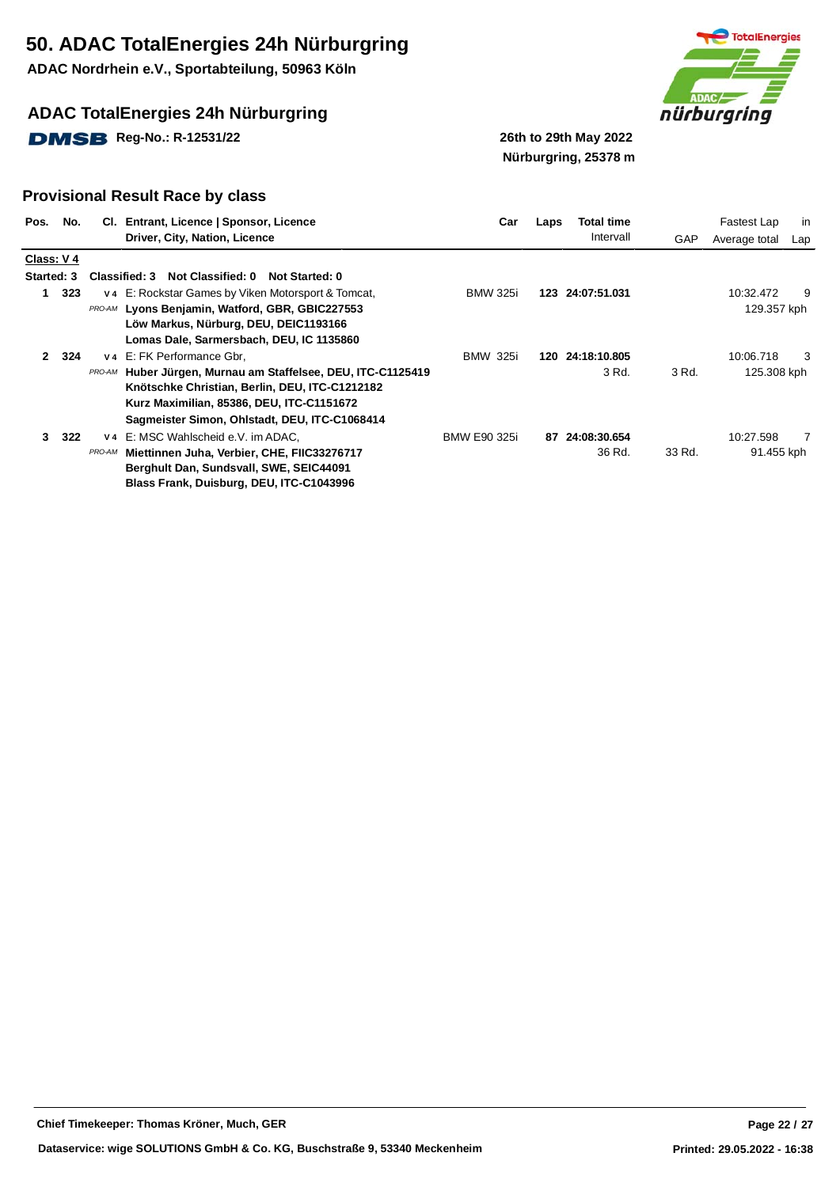# 50. ADAC TotalEnergies 24h Nürburgring

**ADAC Nordrhein e.V., Sportabteilung, 50963 Köln**

## ADAC TotalEnergies 24h Nürburgring

**DMSB Reg-No.: R-12531/22**

**26th to 29th May 2022**
**Nürburgring, 25378 m**

## Provisional Result Race by class

| Pos. | No. | Cl. | Entrant, Licence \| Sponsor, Licence / Driver, City, Nation, Licence | Car | Laps | Total time / Intervall | GAP | Fastest Lap / Average total | in Lap |
|---|---|---|---|---|---|---|---|---|---|
| **Class: V 4** | | | | | | | | | |
| **Started: 3** | | | **Classified: 3 Not Classified: 0 Not Started: 0** | | | | | | |
| **1** | **323** | V 4 | E: Rockstar Games by Viken Motorsport & Tomcat, | BMW 325i | **123** | **24:07:51.031** | | 10:32.472 | 9 |
| | | PRO-AM | **Lyons Benjamin, Watford, GBR, GBIC227553** | | | | | 129.357 kph | |
| | | | **Löw Markus, Nürburg, DEU, DEIC1193166** | | | | | | |
| | | | **Lomas Dale, Sarmersbach, DEU, IC 1135860** | | | | | | |
| **2** | **324** | V 4 | E: FK Performance Gbr, | BMW 325i | **120** | **24:18:10.805** | | 10:06.718 | 3 |
| | | PRO-AM | **Huber Jürgen, Murnau am Staffelsee, DEU, ITC-C1125419** | | | 3 Rd. | 3 Rd. | 125.308 kph | |
| | | | **Knötschke Christian, Berlin, DEU, ITC-C1212182** | | | | | | |
| | | | **Kurz Maximilian, 85386, DEU, ITC-C1151672** | | | | | | |
| | | | **Sagmeister Simon, Ohlstadt, DEU, ITC-C1068414** | | | | | | |
| **3** | **322** | V 4 | E: MSC Wahlscheid e.V. im ADAC, | BMW E90 325i | **87** | **24:08:30.654** | | 10:27.598 | 7 |
| | | PRO-AM | **Miettinnen Juha, Verbier, CHE, FIIC33276717** | | | 36 Rd. | 33 Rd. | 91.455 kph | |
| | | | **Berghult Dan, Sundsvall, SWE, SEIC44091** | | | | | | |
| | | | **Blass Frank, Duisburg, DEU, ITC-C1043996** | | | | | | |

**Chief Timekeeper: Thomas Kröner, Much, GER**

**Dataservice: wige SOLUTIONS GmbH & Co. KG, Buschstraße 9, 53340 Meckenheim**

**Printed: 29.05.2022 - 16:38**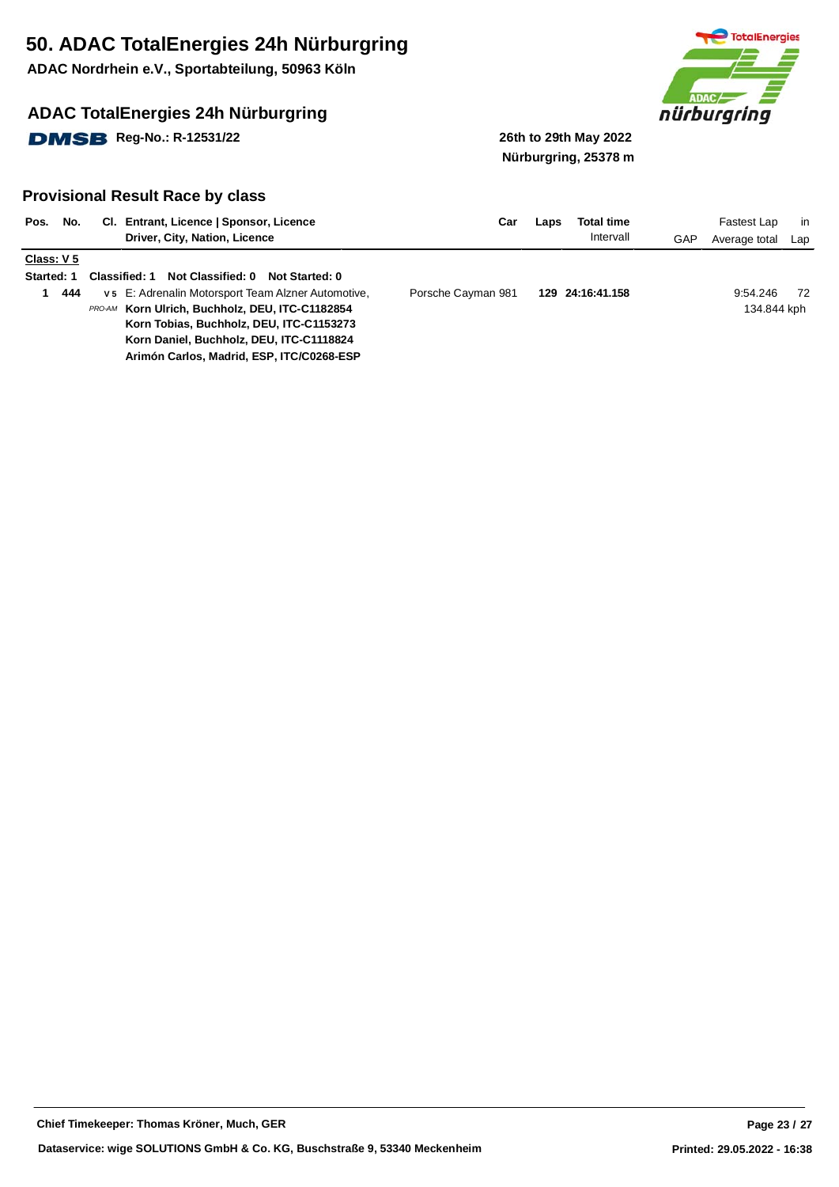# 50. ADAC TotalEnergies 24h Nürburgring

**ADAC Nordrhein e.V., Sportabteilung, 50963 Köln**

## ADAC TotalEnergies 24h Nürburgring

**DMSB Reg-No.: R-12531/22**

**26th to 29th May 2022**
**Nürburgring, 25378 m**

## Provisional Result Race by class

| Pos. | No. | Cl. | Entrant, Licence \| Sponsor, Licence / Driver, City, Nation, Licence | Car | Laps | Total time / Intervall | GAP | Fastest Lap / Average total | in Lap |
|---|---|---|---|---|---|---|---|---|---|
| **Class: V 5** | | | | | | | | | |
| **Started: 1** | | | **Classified: 1 Not Classified: 0 Not Started: 0** | | | | | | |
| **1** | **444** | V 5 PRO-AM | E: Adrenalin Motorsport Team Alzner Automotive, **Korn Ulrich, Buchholz, DEU, ITC-C1182854** **Korn Tobias, Buchholz, DEU, ITC-C1153273** **Korn Daniel, Buchholz, DEU, ITC-C1118824** **Arimón Carlos, Madrid, ESP, ITC/C0268-ESP** | Porsche Cayman 981 | **129** | **24:16:41.158** | | 9:54.246 / 134.844 kph | 72 |

**Chief Timekeeper: Thomas Kröner, Much, GER**

**Dataservice: wige SOLUTIONS GmbH & Co. KG, Buschstraße 9, 53340 Meckenheim**

**Printed: 29.05.2022 - 16:38**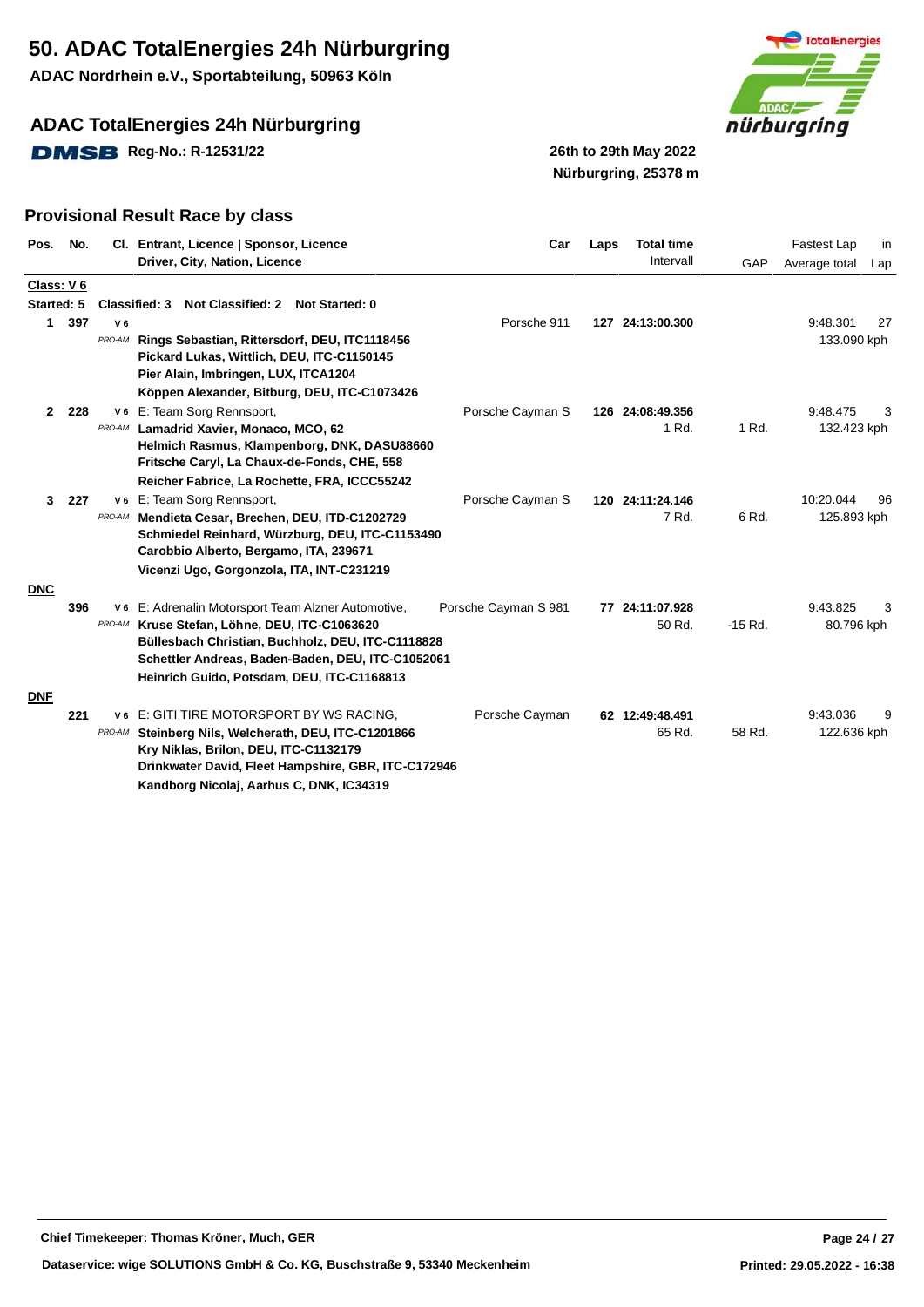# 50. ADAC TotalEnergies 24h Nürburgring

**ADAC Nordrhein e.V., Sportabteilung, 50963 Köln**

## ADAC TotalEnergies 24h Nürburgring

**DMSB Reg-No.: R-12531/22**

**26th to 29th May 2022**
**Nürburgring, 25378 m**

## Provisional Result Race by class

| Pos. | No. | Cl. | Entrant, Licence \| Sponsor, Licence / Driver, City, Nation, Licence | Car | Laps | Total time / Intervall | GAP | Fastest Lap / Average total | in Lap |
|---|---|---|---|---|---|---|---|---|---|
| **Class: V 6** | | | | | | | | | |
| **Started: 5** | | | **Classified: 3 Not Classified: 2 Not Started: 0** | | | | | | |
| **1** | **397** | V 6 *PRO-AM* | **Rings Sebastian, Rittersdorf, DEU, ITC1118456**<br>**Pickard Lukas, Wittlich, DEU, ITC-C1150145**<br>**Pier Alain, Imbringen, LUX, ITCA1204**<br>**Köppen Alexander, Bitburg, DEU, ITC-C1073426** | Porsche 911 | **127** | **24:13:00.300** | | 9:48.301<br>133.090 kph | 27 |
| **2** | **228** | V 6 *PRO-AM* | E: Team Sorg Rennsport,<br>**Lamadrid Xavier, Monaco, MCO, 62**<br>**Helmich Rasmus, Klampenborg, DNK, DASU88660**<br>**Fritsche Caryl, La Chaux-de-Fonds, CHE, 558**<br>**Reicher Fabrice, La Rochette, FRA, ICCC55242** | Porsche Cayman S | **126** | **24:08:49.356**<br>1 Rd. | 1 Rd. | 9:48.475<br>132.423 kph | 3 |
| **3** | **227** | V 6 *PRO-AM* | E: Team Sorg Rennsport,<br>**Mendieta Cesar, Brechen, DEU, ITD-C1202729**<br>**Schmiedel Reinhard, Würzburg, DEU, ITC-C1153490**<br>**Carobbio Alberto, Bergamo, ITA, 239671**<br>**Vicenzi Ugo, Gorgonzola, ITA, INT-C231219** | Porsche Cayman S | **120** | **24:11:24.146**<br>7 Rd. | 6 Rd. | 10:20.044<br>125.893 kph | 96 |
| **DNC** | | | | | | | | | |
| | **396** | V 6 *PRO-AM* | E: Adrenalin Motorsport Team Alzner Automotive,<br>**Kruse Stefan, Löhne, DEU, ITC-C1063620**<br>**Büllesbach Christian, Buchholz, DEU, ITC-C1118828**<br>**Schettler Andreas, Baden-Baden, DEU, ITC-C1052061**<br>**Heinrich Guido, Potsdam, DEU, ITC-C1168813** | Porsche Cayman S 981 | **77** | **24:11:07.928**<br>50 Rd. | -15 Rd. | 9:43.825<br>80.796 kph | 3 |
| **DNF** | | | | | | | | | |
| | **221** | V 6 *PRO-AM* | E: GITI TIRE MOTORSPORT BY WS RACING,<br>**Steinberg Nils, Welcherath, DEU, ITC-C1201866**<br>**Kry Niklas, Brilon, DEU, ITC-C1132179**<br>**Drinkwater David, Fleet Hampshire, GBR, ITC-C172946**<br>**Kandborg Nicolaj, Aarhus C, DNK, IC34319** | Porsche Cayman | **62** | **12:49:48.491**<br>65 Rd. | 58 Rd. | 9:43.036<br>122.636 kph | 9 |

**Chief Timekeeper: Thomas Kröner, Much, GER**

**Dataservice: wige SOLUTIONS GmbH & Co. KG, Buschstraße 9, 53340 Meckenheim**

**Printed: 29.05.2022 - 16:38**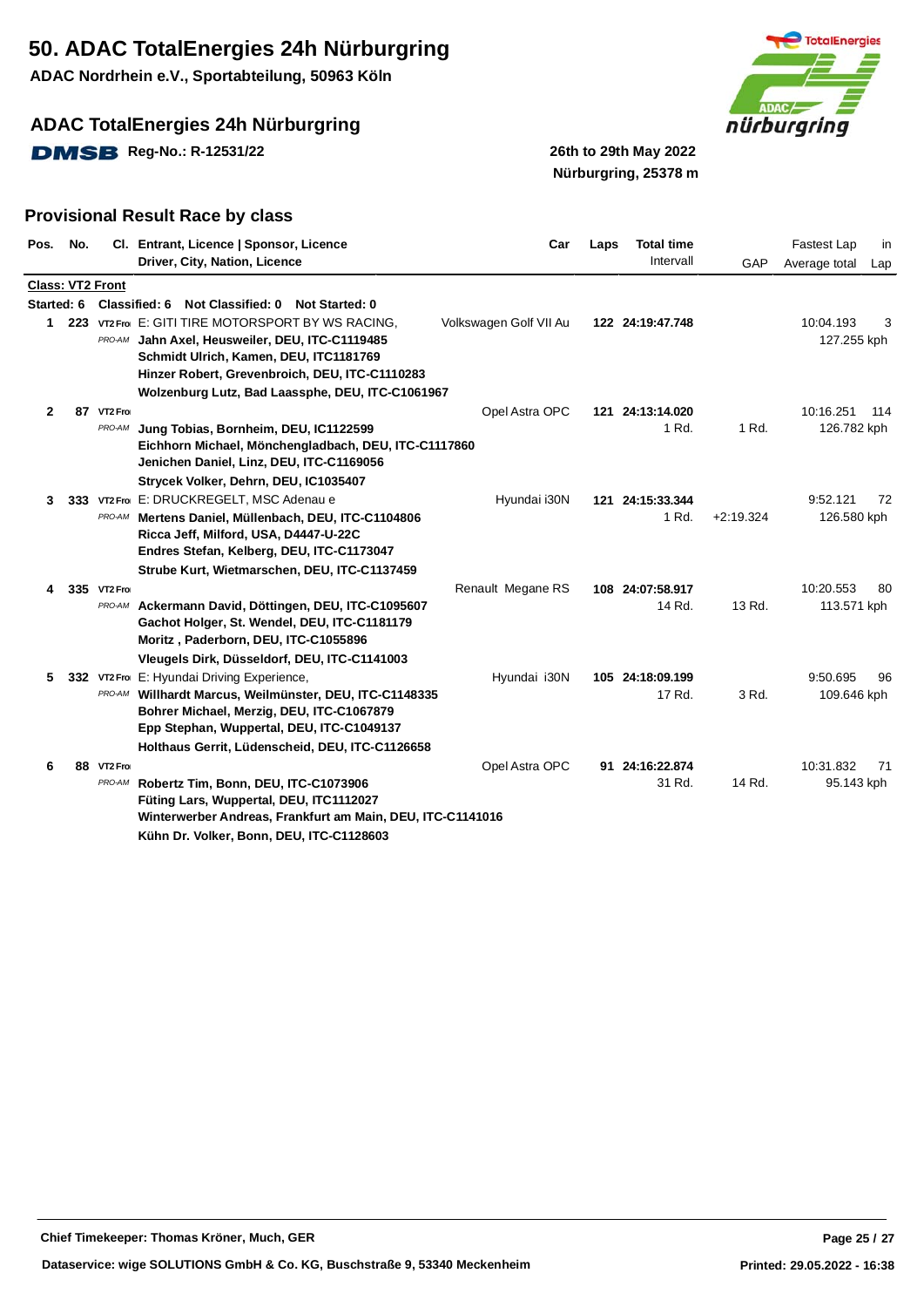# 50. ADAC TotalEnergies 24h Nürburgring

**ADAC Nordrhein e.V., Sportabteilung, 50963 Köln**

## ADAC TotalEnergies 24h Nürburgring

**DMSB Reg-No.: R-12531/22**

**26th to 29th May 2022**
**Nürburgring, 25378 m**

## Provisional Result Race by class

| Pos. | No. | Cl. | Entrant, Licence \| Sponsor, Licence / Driver, City, Nation, Licence | Car | Laps | Total time / Intervall | GAP | Fastest Lap / Average total | in Lap |
|---|---|---|---|---|---|---|---|---|---|
| **Class: VT2 Front** | | | | | | | | | |
| **Started: 6** | | | **Classified: 6 Not Classified: 0 Not Started: 0** | | | | | | |
| **1** | **223** | VT2 Fro PRO-AM | E: GITI TIRE MOTORSPORT BY WS RACING, **Jahn Axel, Heusweiler, DEU, ITC-C1119485** **Schmidt Ulrich, Kamen, DEU, ITC1181769** **Hinzer Robert, Grevenbroich, DEU, ITC-C1110283** **Wolzenburg Lutz, Bad Laasphe, DEU, ITC-C1061967** | Volkswagen Golf VII Au | **122** | **24:19:47.748** | | 10:04.193 127.255 kph | 3 |
| **2** | **87** | VT2 Fro PRO-AM | **Jung Tobias, Bornheim, DEU, IC1122599** **Eichhorn Michael, Mönchengladbach, DEU, ITC-C1117860** **Jenichen Daniel, Linz, DEU, ITC-C1169056** **Strycek Volker, Dehrn, DEU, IC1035407** | Opel Astra OPC | **121** | **24:13:14.020** 1 Rd. | 1 Rd. | 10:16.251 126.782 kph | 114 |
| **3** | **333** | VT2 Fro PRO-AM | E: DRUCKREGELT, MSC Adenau e **Mertens Daniel, Müllenbach, DEU, ITC-C1104806** **Ricca Jeff, Milford, USA, D4447-U-22C** **Endres Stefan, Kelberg, DEU, ITC-C1173047** **Strube Kurt, Wietmarschen, DEU, ITC-C1137459** | Hyundai i30N | **121** | **24:15:33.344** 1 Rd. | +2:19.324 | 9:52.121 126.580 kph | 72 |
| **4** | **335** | VT2 Fro PRO-AM | **Ackermann David, Döttingen, DEU, ITC-C1095607** **Gachot Holger, St. Wendel, DEU, ITC-C1181179** **Moritz , Paderborn, DEU, ITC-C1055896** **Vleugels Dirk, Düsseldorf, DEU, ITC-C1141003** | Renault Megane RS | **108** | **24:07:58.917** 14 Rd. | 13 Rd. | 10:20.553 113.571 kph | 80 |
| **5** | **332** | VT2 Fro PRO-AM | E: Hyundai Driving Experience, **Willhardt Marcus, Weilmünster, DEU, ITC-C1148335** **Bohrer Michael, Merzig, DEU, ITC-C1067879** **Epp Stephan, Wuppertal, DEU, ITC-C1049137** **Holthaus Gerrit, Lüdenscheid, DEU, ITC-C1126658** | Hyundai i30N | **105** | **24:18:09.199** 17 Rd. | 3 Rd. | 9:50.695 109.646 kph | 96 |
| **6** | **88** | VT2 Fro PRO-AM | **Robertz Tim, Bonn, DEU, ITC-C1073906** **Füting Lars, Wuppertal, DEU, ITC1112027** **Winterwerber Andreas, Frankfurt am Main, DEU, ITC-C1141016** **Kühn Dr. Volker, Bonn, DEU, ITC-C1128603** | Opel Astra OPC | **91** | **24:16:22.874** 31 Rd. | 14 Rd. | 10:31.832 95.143 kph | 71 |

**Chief Timekeeper: Thomas Kröner, Much, GER**

**Dataservice: wige SOLUTIONS GmbH & Co. KG, Buschstraße 9, 53340 Meckenheim**

**Printed: 29.05.2022 - 16:38**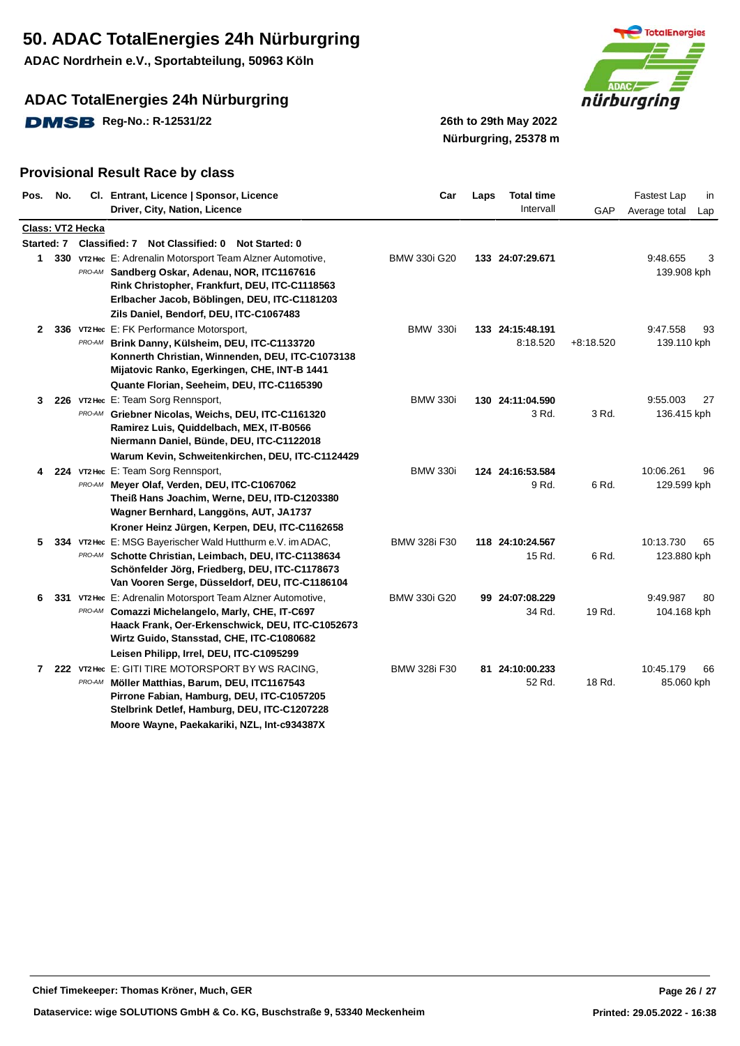# 50. ADAC TotalEnergies 24h Nürburgring

**ADAC Nordrhein e.V., Sportabteilung, 50963 Köln**

## ADAC TotalEnergies 24h Nürburgring

DMSB **Reg-No.: R-12531/22**

**26th to 29th May 2022**
**Nürburgring, 25378 m**

## Provisional Result Race by class

| Pos. | No. | Cl. | Entrant, Licence \| Sponsor, Licence / Driver, City, Nation, Licence | Car | Laps | Total time / Intervall | GAP | Fastest Lap / Average total | in Lap |
|---|---|---|---|---|---|---|---|---|---|
| **Class: VT2 Hecka** | | | | | | | | | |
| **Started: 7** | | | **Classified: 7 Not Classified: 0 Not Started: 0** | | | | | | |
| **1** | **330** | VT2Hec PRO-AM | E: Adrenalin Motorsport Team Alzner Automotive,<br>**Sandberg Oskar, Adenau, NOR, ITC1167616**<br>**Rink Christopher, Frankfurt, DEU, ITC-C1118563**<br>**Erlbacher Jacob, Böblingen, DEU, ITC-C1181203**<br>**Zils Daniel, Bendorf, DEU, ITC-C1067483** | BMW 330i G20 | **133** | **24:07:29.671** | | 9:48.655<br>139.908 kph | 3 |
| **2** | **336** | VT2Hec PRO-AM | E: FK Performance Motorsport,<br>**Brink Danny, Külsheim, DEU, ITC-C1133720**<br>**Konnerth Christian, Winnenden, DEU, ITC-C1073138**<br>**Mijatovic Ranko, Egerkingen, CHE, INT-B 1441**<br>**Quante Florian, Seeheim, DEU, ITC-C1165390** | BMW 330i | **133** | **24:15:48.191**<br>8:18.520 | +8:18.520 | 9:47.558<br>139.110 kph | 93 |
| **3** | **226** | VT2Hec PRO-AM | E: Team Sorg Rennsport,<br>**Griebner Nicolas, Weichs, DEU, ITC-C1161320**<br>**Ramirez Luis, Quiddelbach, MEX, IT-B0566**<br>**Niermann Daniel, Bünde, DEU, ITC-C1122018**<br>**Warum Kevin, Schweitenkirchen, DEU, ITC-C1124429** | BMW 330i | **130** | **24:11:04.590**<br>3 Rd. | 3 Rd. | 9:55.003<br>136.415 kph | 27 |
| **4** | **224** | VT2Hec PRO-AM | E: Team Sorg Rennsport,<br>**Meyer Olaf, Verden, DEU, ITC-C1067062**<br>**Theiß Hans Joachim, Werne, DEU, ITD-C1203380**<br>**Wagner Bernhard, Langgöns, AUT, JA1737**<br>**Kroner Heinz Jürgen, Kerpen, DEU, ITC-C1162658** | BMW 330i | **124** | **24:16:53.584**<br>9 Rd. | 6 Rd. | 10:06.261<br>129.599 kph | 96 |
| **5** | **334** | VT2Hec PRO-AM | E: MSG Bayerischer Wald Hutthurm e.V. im ADAC,<br>**Schotte Christian, Leimbach, DEU, ITC-C1138634**<br>**Schönfelder Jörg, Friedberg, DEU, ITC-C1178673**<br>**Van Vooren Serge, Düsseldorf, DEU, ITC-C1186104** | BMW 328i F30 | **118** | **24:10:24.567**<br>15 Rd. | 6 Rd. | 10:13.730<br>123.880 kph | 65 |
| **6** | **331** | VT2Hec PRO-AM | E: Adrenalin Motorsport Team Alzner Automotive,<br>**Comazzi Michelangelo, Marly, CHE, IT-C697**<br>**Haack Frank, Oer-Erkenschwick, DEU, ITC-C1052673**<br>**Wirtz Guido, Stansstad, CHE, ITC-C1080682**<br>**Leisen Philipp, Irrel, DEU, ITC-C1095299** | BMW 330i G20 | **99** | **24:07:08.229**<br>34 Rd. | 19 Rd. | 9:49.987<br>104.168 kph | 80 |
| **7** | **222** | VT2Hec PRO-AM | E: GITI TIRE MOTORSPORT BY WS RACING,<br>**Möller Matthias, Barum, DEU, ITC1167543**<br>**Pirrone Fabian, Hamburg, DEU, ITC-C1057205**<br>**Stelbrink Detlef, Hamburg, DEU, ITC-C1207228**<br>**Moore Wayne, Paekakariki, NZL, Int-c934387X** | BMW 328i F30 | **81** | **24:10:00.233**<br>52 Rd. | 18 Rd. | 10:45.179<br>85.060 kph | 66 |

**Chief Timekeeper: Thomas Kröner, Much, GER**

**Dataservice: wige SOLUTIONS GmbH & Co. KG, Buschstraße 9, 53340 Meckenheim**

**Printed: 29.05.2022 - 16:38**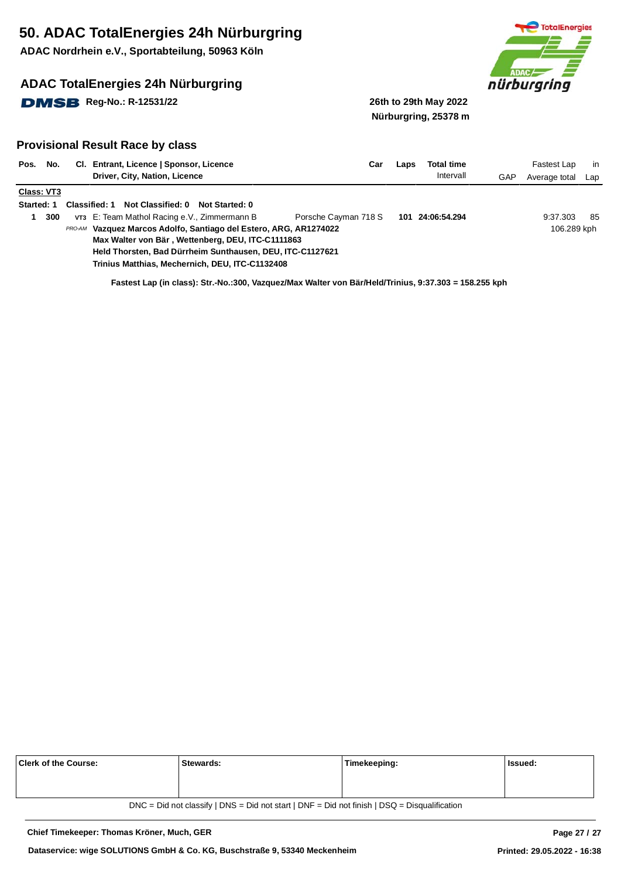# 50. ADAC TotalEnergies 24h Nürburgring

**ADAC Nordrhein e.V., Sportabteilung, 50963 Köln**

## ADAC TotalEnergies 24h Nürburgring

**DMSB Reg-No.: R-12531/22**

**26th to 29th May 2022**
**Nürburgring, 25378 m**

## Provisional Result Race by class

| Pos. | No. | Cl. | Entrant, Licence \| Sponsor, Licence / Driver, City, Nation, Licence | Car | Laps | Total time / Intervall | GAP | Fastest Lap / Average total | in Lap |
|---|---|---|---|---|---|---|---|---|---|
| **Class: VT3** | | | | | | | | | |
| **Started: 1** | | | **Classified: 1 Not Classified: 0 Not Started: 0** | | | | | | |
| 1 | 300 | VT3 | E: Team Mathol Racing e.V., Zimmermann B | Porsche Cayman 718 S | 101 | 24:06:54.294 | | 9:37.303 | 85 |
| | | PRO-AM | **Vazquez Marcos Adolfo, Santiago del Estero, ARG, AR1274022** | | | | | 106.289 kph | |
| | | | **Max Walter von Bär , Wettenberg, DEU, ITC-C1111863** | | | | | | |
| | | | **Held Thorsten, Bad Dürrheim Sunthausen, DEU, ITC-C1127621** | | | | | | |
| | | | **Trinius Matthias, Mechernich, DEU, ITC-C1132408** | | | | | | |

**Fastest Lap (in class): Str.-No.:300, Vazquez/Max Walter von Bär/Held/Trinius, 9:37.303 = 158.255 kph**

| Clerk of the Course: | Stewards: | Timekeeping: | Issued: |
|---|---|---|---|
| | | | |

DNC = Did not classify | DNS = Did not start | DNF = Did not finish | DSQ = Disqualification

**Chief Timekeeper: Thomas Kröner, Much, GER**

**Dataservice: wige SOLUTIONS GmbH & Co. KG, Buschstraße 9, 53340 Meckenheim**

**Printed: 29.05.2022 - 16:38**